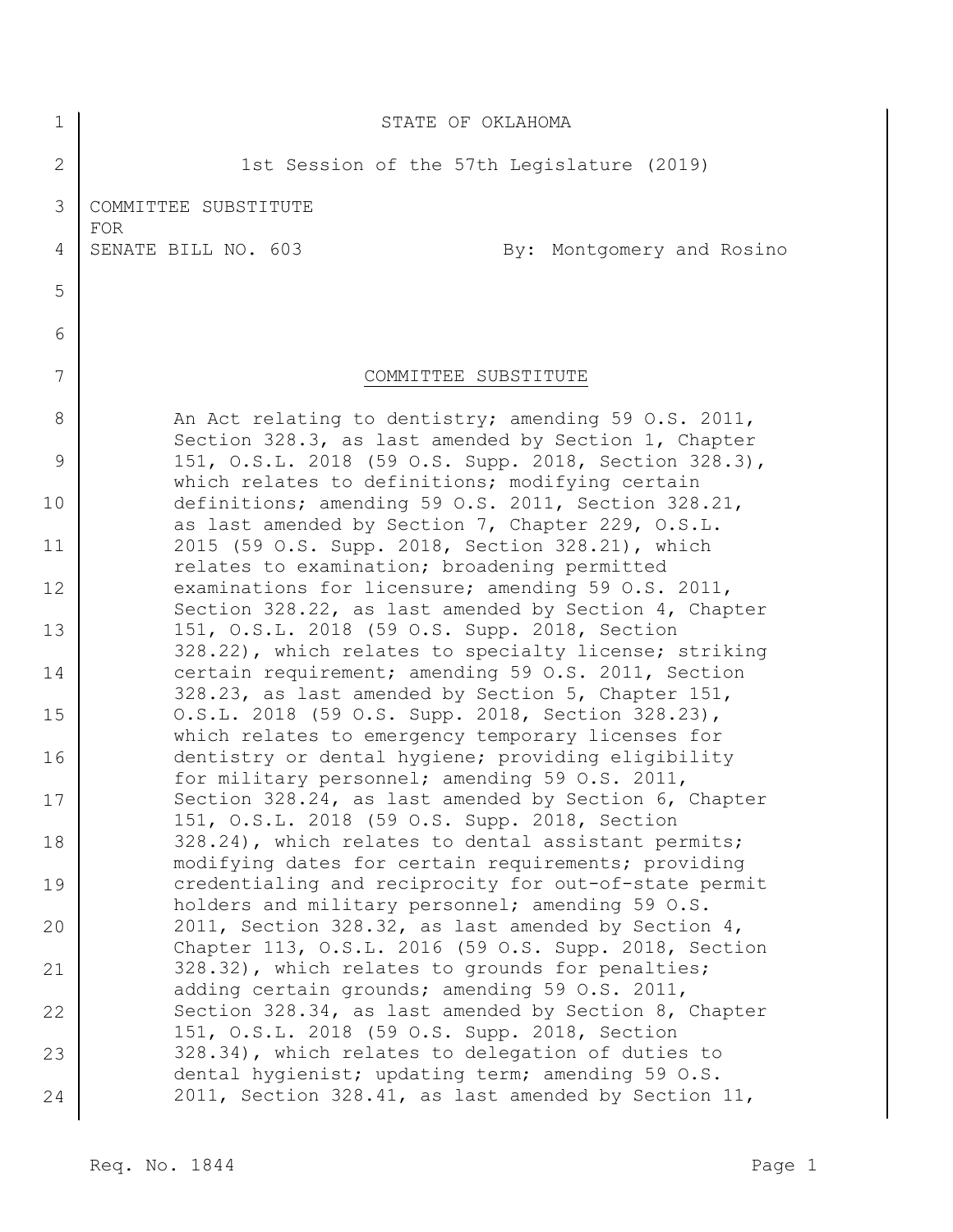STATE OF OKLAHOMA

1st Session of the 57th Legislature (2019)

COMMITTEE SUBSTITUTE
FOR
SENATE BILL NO. 603 By: Montgomery and Rosino

COMMITTEE SUBSTITUTE

An Act relating to dentistry; amending 59 O.S. 2011, Section 328.3, as last amended by Section 1, Chapter 151, O.S.L. 2018 (59 O.S. Supp. 2018, Section 328.3), which relates to definitions; modifying certain definitions; amending 59 O.S. 2011, Section 328.21, as last amended by Section 7, Chapter 229, O.S.L. 2015 (59 O.S. Supp. 2018, Section 328.21), which relates to examination; broadening permitted examinations for licensure; amending 59 O.S. 2011, Section 328.22, as last amended by Section 4, Chapter 151, O.S.L. 2018 (59 O.S. Supp. 2018, Section 328.22), which relates to specialty license; striking certain requirement; amending 59 O.S. 2011, Section 328.23, as last amended by Section 5, Chapter 151, O.S.L. 2018 (59 O.S. Supp. 2018, Section 328.23), which relates to emergency temporary licenses for dentistry or dental hygiene; providing eligibility for military personnel; amending 59 O.S. 2011, Section 328.24, as last amended by Section 6, Chapter 151, O.S.L. 2018 (59 O.S. Supp. 2018, Section 328.24), which relates to dental assistant permits; modifying dates for certain requirements; providing credentialing and reciprocity for out-of-state permit holders and military personnel; amending 59 O.S. 2011, Section 328.32, as last amended by Section 4, Chapter 113, O.S.L. 2016 (59 O.S. Supp. 2018, Section 328.32), which relates to grounds for penalties; adding certain grounds; amending 59 O.S. 2011, Section 328.34, as last amended by Section 8, Chapter 151, O.S.L. 2018 (59 O.S. Supp. 2018, Section 328.34), which relates to delegation of duties to dental hygienist; updating term; amending 59 O.S. 2011, Section 328.41, as last amended by Section 11,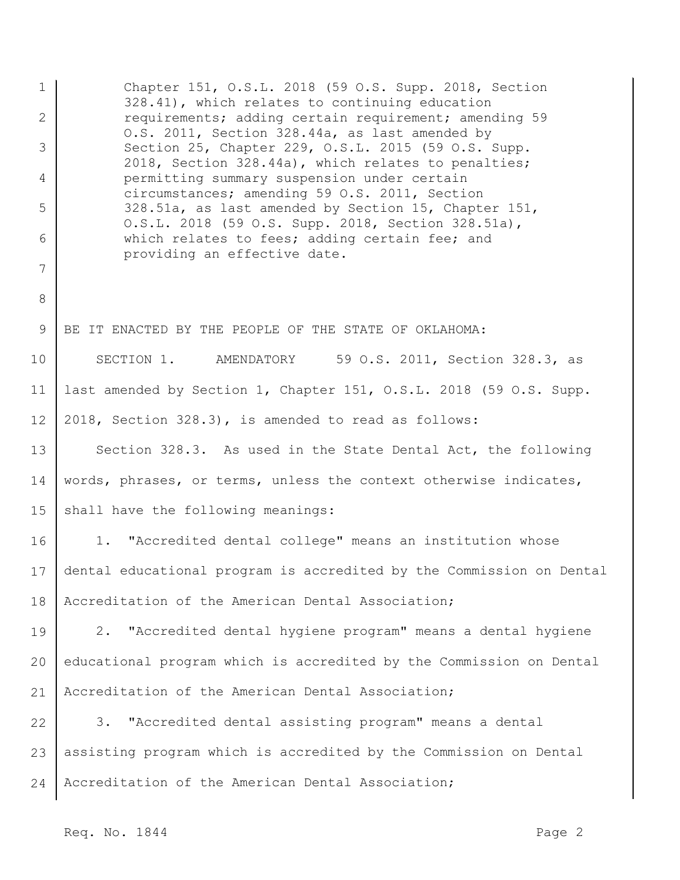Chapter 151, O.S.L. 2018 (59 O.S. Supp. 2018, Section 328.41), which relates to continuing education requirements; adding certain requirement; amending 59 O.S. 2011, Section 328.44a, as last amended by Section 25, Chapter 229, O.S.L. 2015 (59 O.S. Supp. 2018, Section 328.44a), which relates to penalties; permitting summary suspension under certain circumstances; amending 59 O.S. 2011, Section 328.51a, as last amended by Section 15, Chapter 151, O.S.L. 2018 (59 O.S. Supp. 2018, Section 328.51a), which relates to fees; adding certain fee; and providing an effective date.

BE IT ENACTED BY THE PEOPLE OF THE STATE OF OKLAHOMA:

SECTION 1. AMENDATORY 59 O.S. 2011, Section 328.3, as last amended by Section 1, Chapter 151, O.S.L. 2018 (59 O.S. Supp. 2018, Section 328.3), is amended to read as follows:

Section 328.3. As used in the State Dental Act, the following words, phrases, or terms, unless the context otherwise indicates, shall have the following meanings:

1. "Accredited dental college" means an institution whose dental educational program is accredited by the Commission on Dental Accreditation of the American Dental Association;

2. "Accredited dental hygiene program" means a dental hygiene educational program which is accredited by the Commission on Dental Accreditation of the American Dental Association;

3. "Accredited dental assisting program" means a dental assisting program which is accredited by the Commission on Dental Accreditation of the American Dental Association;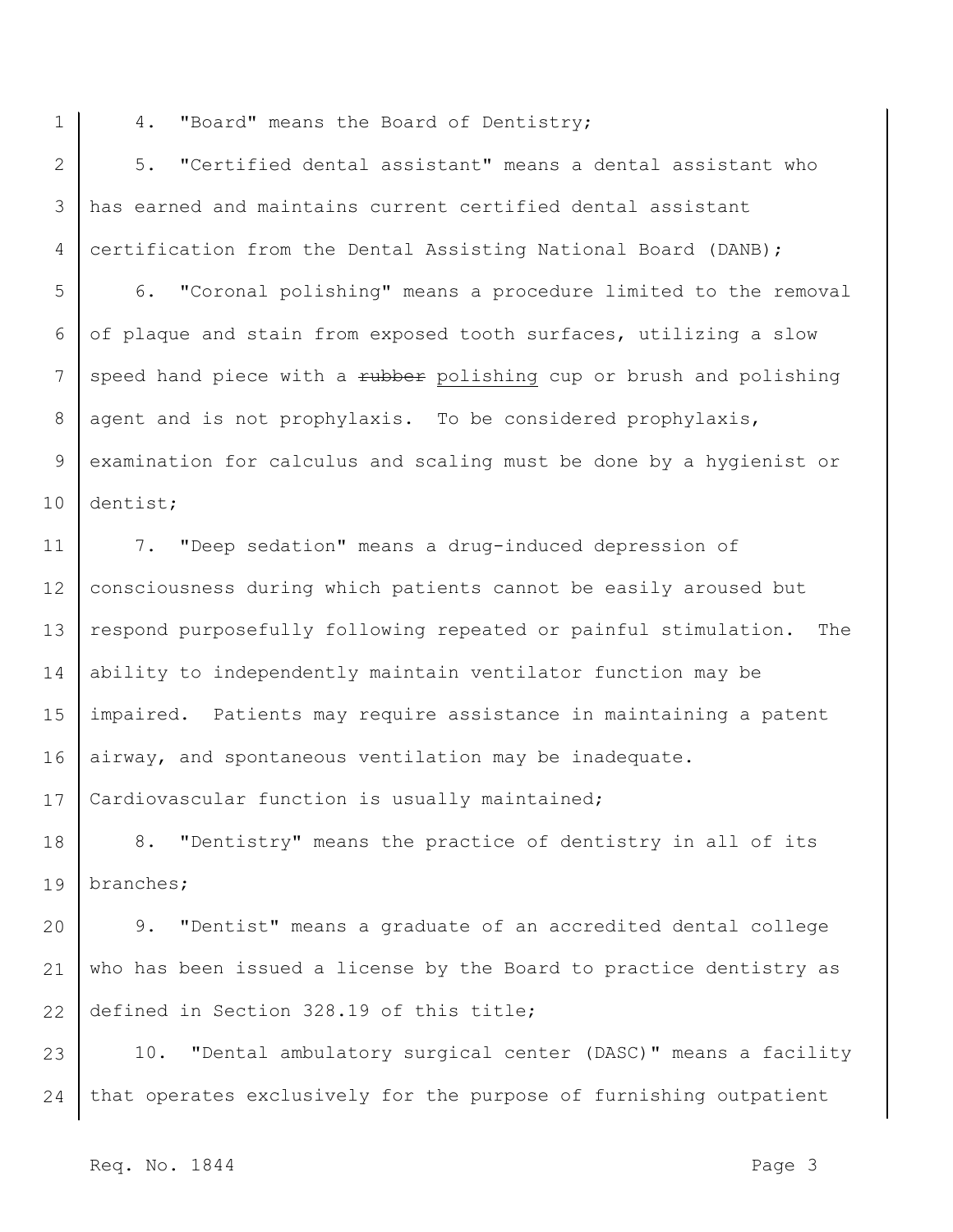4. "Board" means the Board of Dentistry;

5. "Certified dental assistant" means a dental assistant who has earned and maintains current certified dental assistant certification from the Dental Assisting National Board (DANB);

6. "Coronal polishing" means a procedure limited to the removal of plaque and stain from exposed tooth surfaces, utilizing a slow speed hand piece with a ~~rubber~~ polishing cup or brush and polishing agent and is not prophylaxis. To be considered prophylaxis, examination for calculus and scaling must be done by a hygienist or dentist;

7. "Deep sedation" means a drug-induced depression of consciousness during which patients cannot be easily aroused but respond purposefully following repeated or painful stimulation. The ability to independently maintain ventilator function may be impaired. Patients may require assistance in maintaining a patent airway, and spontaneous ventilation may be inadequate. Cardiovascular function is usually maintained;

8. "Dentistry" means the practice of dentistry in all of its branches;

9. "Dentist" means a graduate of an accredited dental college who has been issued a license by the Board to practice dentistry as defined in Section 328.19 of this title;

10. "Dental ambulatory surgical center (DASC)" means a facility that operates exclusively for the purpose of furnishing outpatient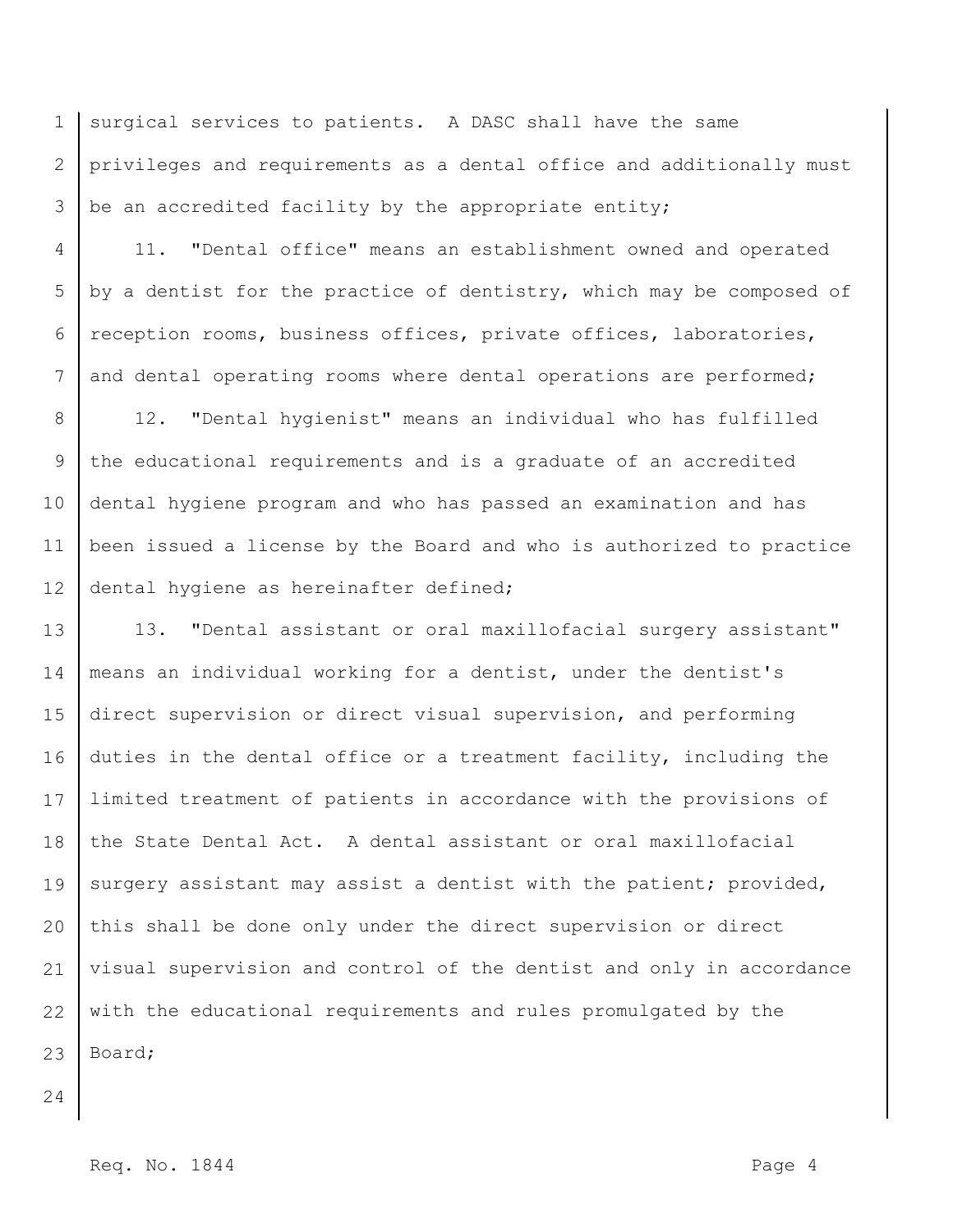surgical services to patients. A DASC shall have the same privileges and requirements as a dental office and additionally must be an accredited facility by the appropriate entity;

11. "Dental office" means an establishment owned and operated by a dentist for the practice of dentistry, which may be composed of reception rooms, business offices, private offices, laboratories, and dental operating rooms where dental operations are performed;

12. "Dental hygienist" means an individual who has fulfilled the educational requirements and is a graduate of an accredited dental hygiene program and who has passed an examination and has been issued a license by the Board and who is authorized to practice dental hygiene as hereinafter defined;

13. "Dental assistant or oral maxillofacial surgery assistant" means an individual working for a dentist, under the dentist's direct supervision or direct visual supervision, and performing duties in the dental office or a treatment facility, including the limited treatment of patients in accordance with the provisions of the State Dental Act. A dental assistant or oral maxillofacial surgery assistant may assist a dentist with the patient; provided, this shall be done only under the direct supervision or direct visual supervision and control of the dentist and only in accordance with the educational requirements and rules promulgated by the Board;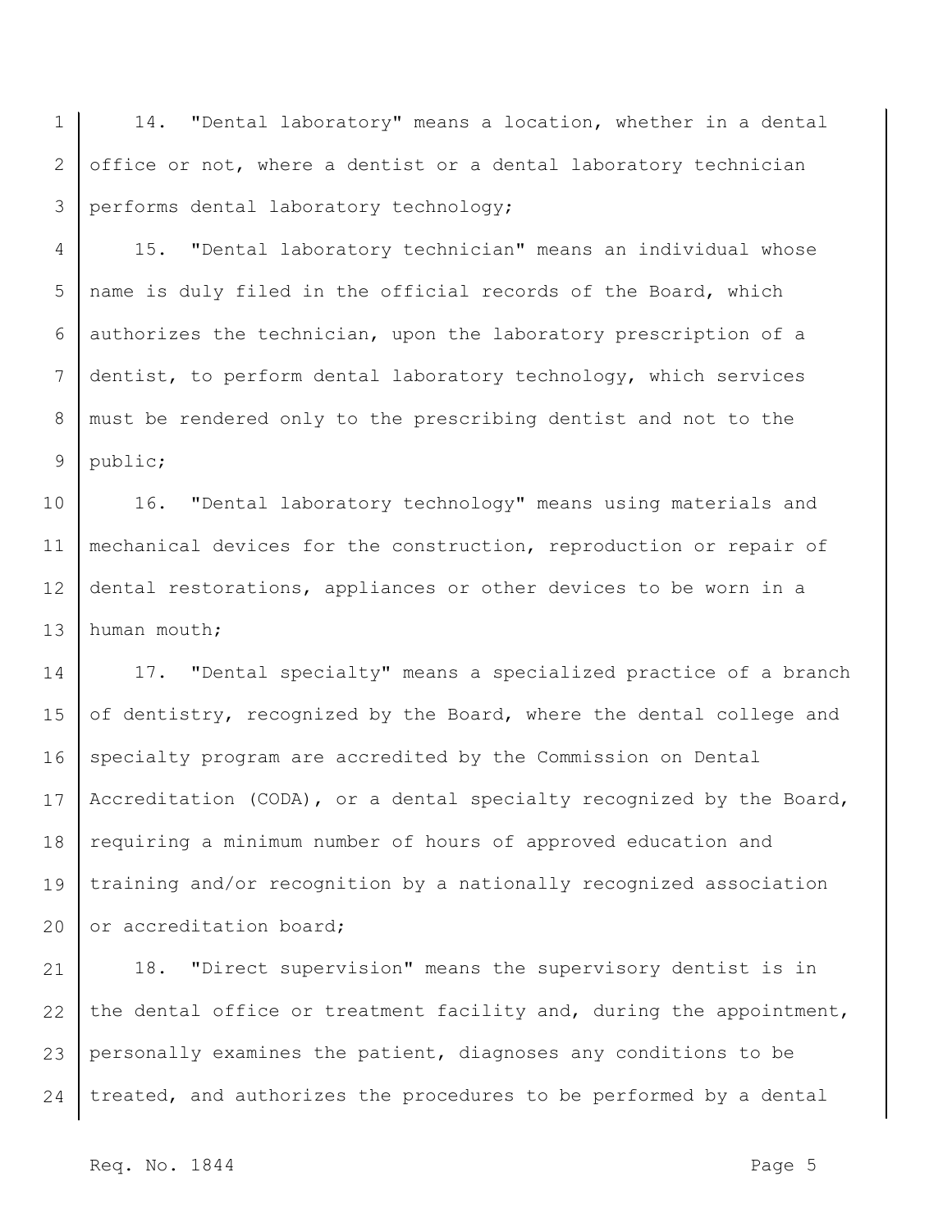14. "Dental laboratory" means a location, whether in a dental office or not, where a dentist or a dental laboratory technician performs dental laboratory technology;

15. "Dental laboratory technician" means an individual whose name is duly filed in the official records of the Board, which authorizes the technician, upon the laboratory prescription of a dentist, to perform dental laboratory technology, which services must be rendered only to the prescribing dentist and not to the public;

16. "Dental laboratory technology" means using materials and mechanical devices for the construction, reproduction or repair of dental restorations, appliances or other devices to be worn in a human mouth;

17. "Dental specialty" means a specialized practice of a branch of dentistry, recognized by the Board, where the dental college and specialty program are accredited by the Commission on Dental Accreditation (CODA), or a dental specialty recognized by the Board, requiring a minimum number of hours of approved education and training and/or recognition by a nationally recognized association or accreditation board;

18. "Direct supervision" means the supervisory dentist is in the dental office or treatment facility and, during the appointment, personally examines the patient, diagnoses any conditions to be treated, and authorizes the procedures to be performed by a dental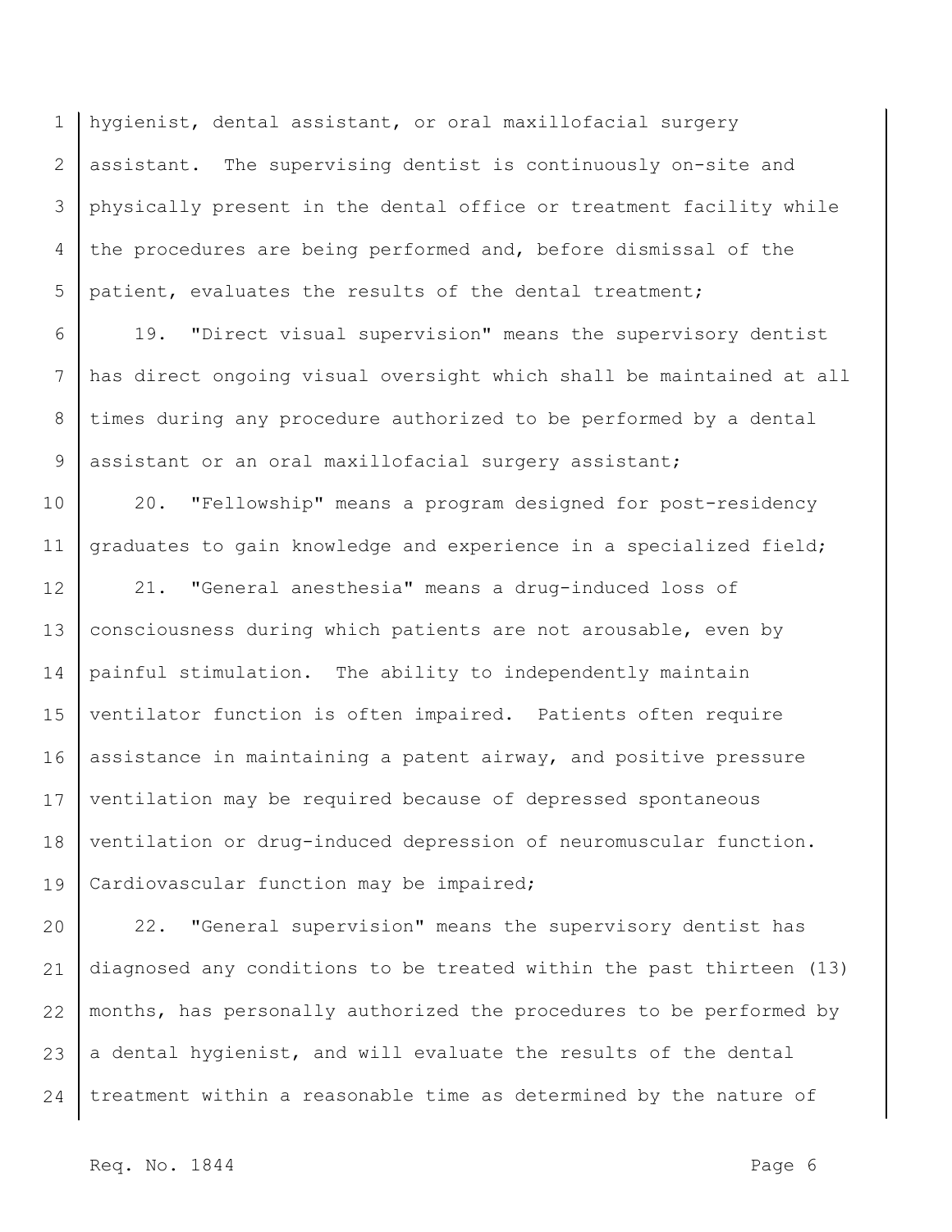hygienist, dental assistant, or oral maxillofacial surgery assistant. The supervising dentist is continuously on-site and physically present in the dental office or treatment facility while the procedures are being performed and, before dismissal of the patient, evaluates the results of the dental treatment;

19. "Direct visual supervision" means the supervisory dentist has direct ongoing visual oversight which shall be maintained at all times during any procedure authorized to be performed by a dental assistant or an oral maxillofacial surgery assistant;

20. "Fellowship" means a program designed for post-residency graduates to gain knowledge and experience in a specialized field;

21. "General anesthesia" means a drug-induced loss of consciousness during which patients are not arousable, even by painful stimulation. The ability to independently maintain ventilator function is often impaired. Patients often require assistance in maintaining a patent airway, and positive pressure ventilation may be required because of depressed spontaneous ventilation or drug-induced depression of neuromuscular function. Cardiovascular function may be impaired;

22. "General supervision" means the supervisory dentist has diagnosed any conditions to be treated within the past thirteen (13) months, has personally authorized the procedures to be performed by a dental hygienist, and will evaluate the results of the dental treatment within a reasonable time as determined by the nature of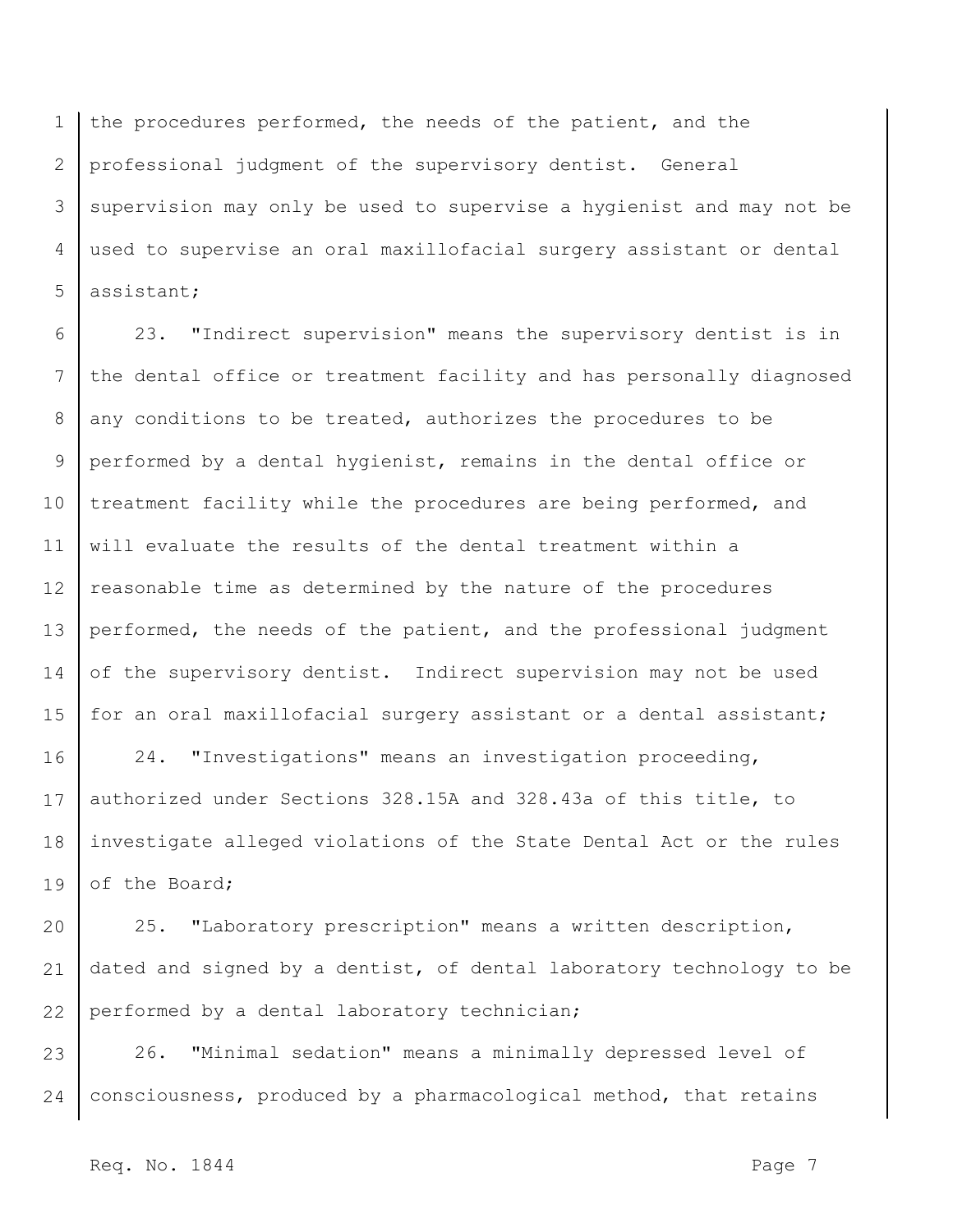the procedures performed, the needs of the patient, and the professional judgment of the supervisory dentist. General supervision may only be used to supervise a hygienist and may not be used to supervise an oral maxillofacial surgery assistant or dental assistant;

23. "Indirect supervision" means the supervisory dentist is in the dental office or treatment facility and has personally diagnosed any conditions to be treated, authorizes the procedures to be performed by a dental hygienist, remains in the dental office or treatment facility while the procedures are being performed, and will evaluate the results of the dental treatment within a reasonable time as determined by the nature of the procedures performed, the needs of the patient, and the professional judgment of the supervisory dentist. Indirect supervision may not be used for an oral maxillofacial surgery assistant or a dental assistant;

24. "Investigations" means an investigation proceeding, authorized under Sections 328.15A and 328.43a of this title, to investigate alleged violations of the State Dental Act or the rules of the Board;

25. "Laboratory prescription" means a written description, dated and signed by a dentist, of dental laboratory technology to be performed by a dental laboratory technician;

26. "Minimal sedation" means a minimally depressed level of consciousness, produced by a pharmacological method, that retains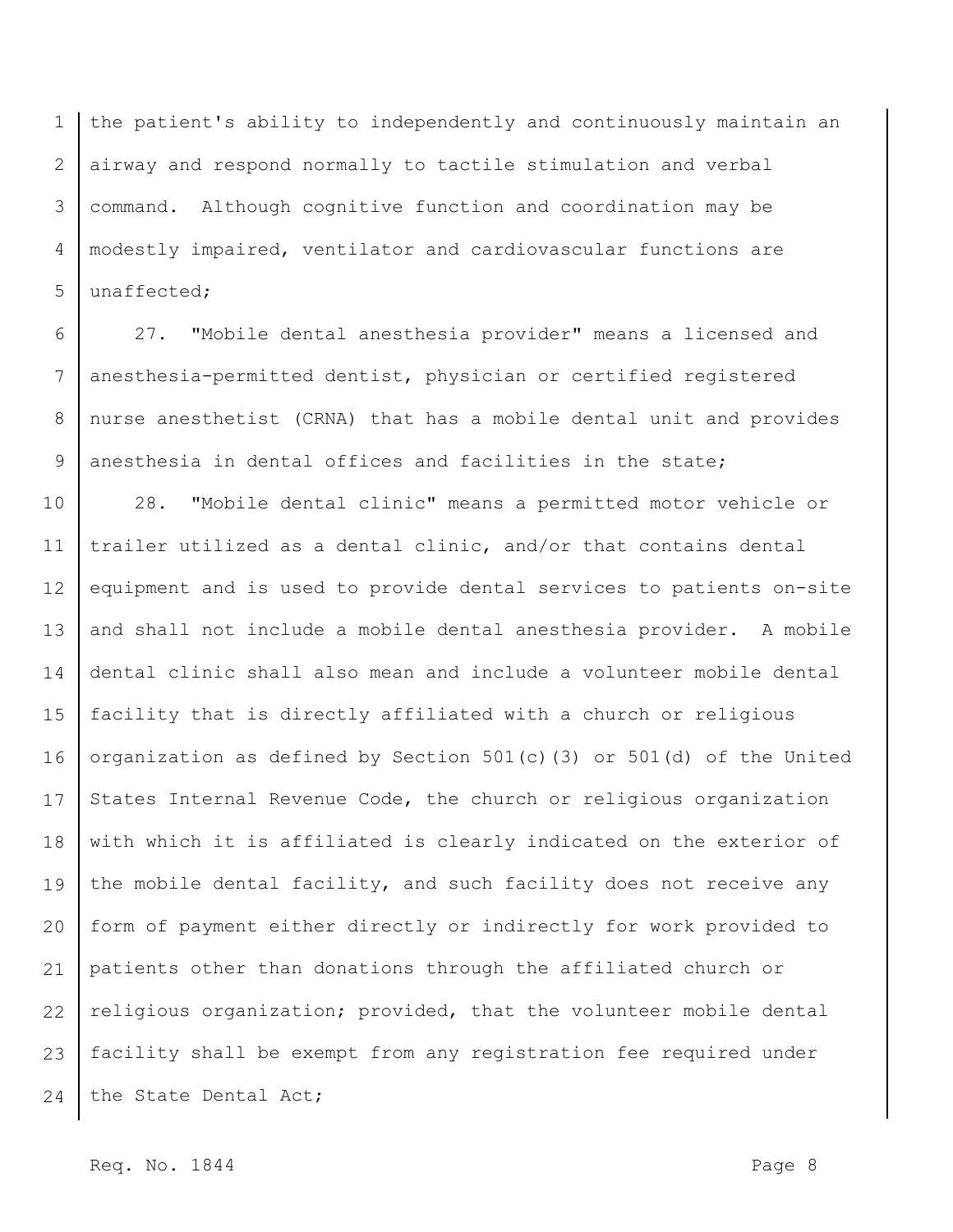the patient's ability to independently and continuously maintain an airway and respond normally to tactile stimulation and verbal command. Although cognitive function and coordination may be modestly impaired, ventilator and cardiovascular functions are unaffected;

27. "Mobile dental anesthesia provider" means a licensed and anesthesia-permitted dentist, physician or certified registered nurse anesthetist (CRNA) that has a mobile dental unit and provides anesthesia in dental offices and facilities in the state;

28. "Mobile dental clinic" means a permitted motor vehicle or trailer utilized as a dental clinic, and/or that contains dental equipment and is used to provide dental services to patients on-site and shall not include a mobile dental anesthesia provider. A mobile dental clinic shall also mean and include a volunteer mobile dental facility that is directly affiliated with a church or religious organization as defined by Section 501(c)(3) or 501(d) of the United States Internal Revenue Code, the church or religious organization with which it is affiliated is clearly indicated on the exterior of the mobile dental facility, and such facility does not receive any form of payment either directly or indirectly for work provided to patients other than donations through the affiliated church or religious organization; provided, that the volunteer mobile dental facility shall be exempt from any registration fee required under the State Dental Act;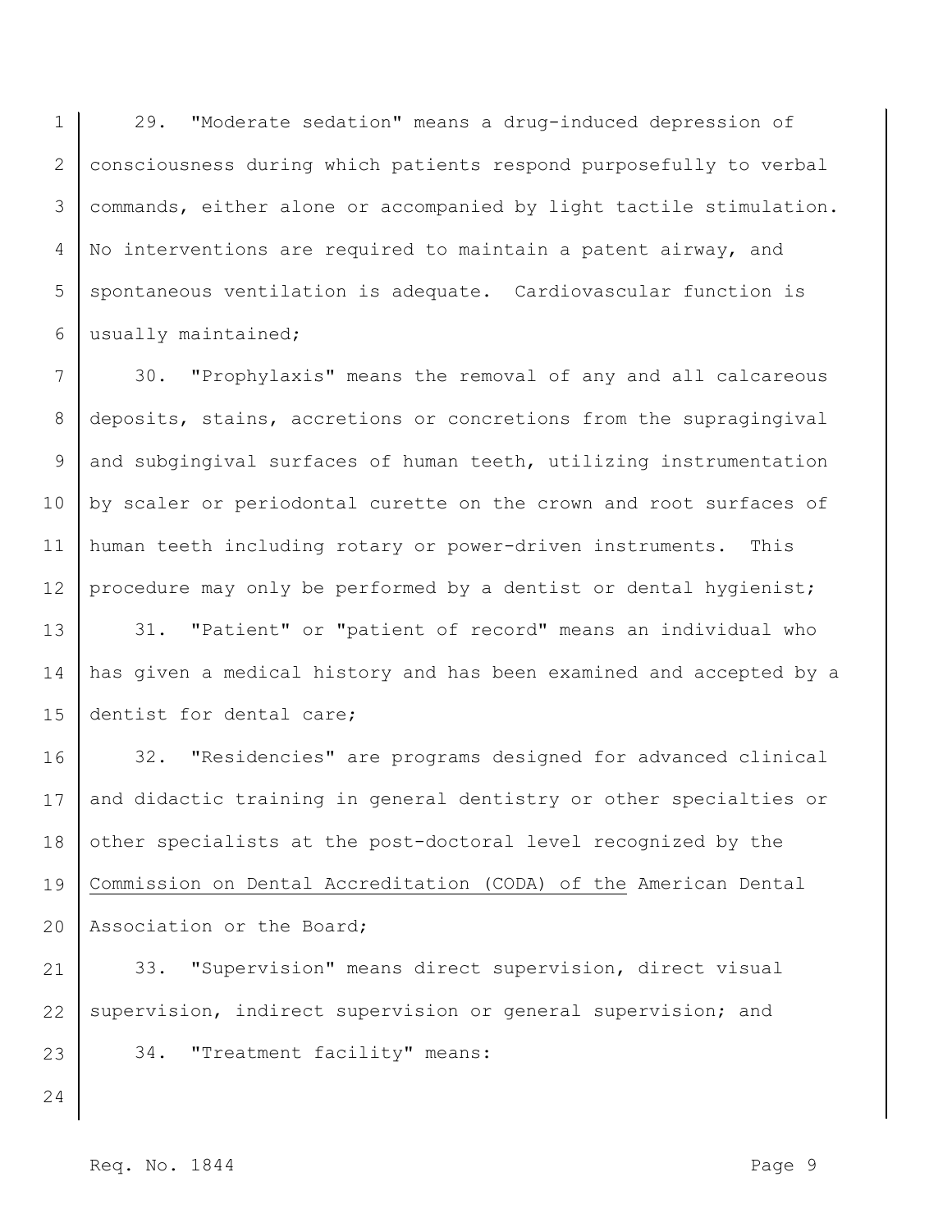29. "Moderate sedation" means a drug-induced depression of consciousness during which patients respond purposefully to verbal commands, either alone or accompanied by light tactile stimulation. No interventions are required to maintain a patent airway, and spontaneous ventilation is adequate. Cardiovascular function is usually maintained;

30. "Prophylaxis" means the removal of any and all calcareous deposits, stains, accretions or concretions from the supragingival and subgingival surfaces of human teeth, utilizing instrumentation by scaler or periodontal curette on the crown and root surfaces of human teeth including rotary or power-driven instruments. This procedure may only be performed by a dentist or dental hygienist;

31. "Patient" or "patient of record" means an individual who has given a medical history and has been examined and accepted by a dentist for dental care;

32. "Residencies" are programs designed for advanced clinical and didactic training in general dentistry or other specialties or other specialists at the post-doctoral level recognized by the <u>Commission on Dental Accreditation (CODA) of the</u> American Dental Association or the Board;

33. "Supervision" means direct supervision, direct visual supervision, indirect supervision or general supervision; and

34. "Treatment facility" means: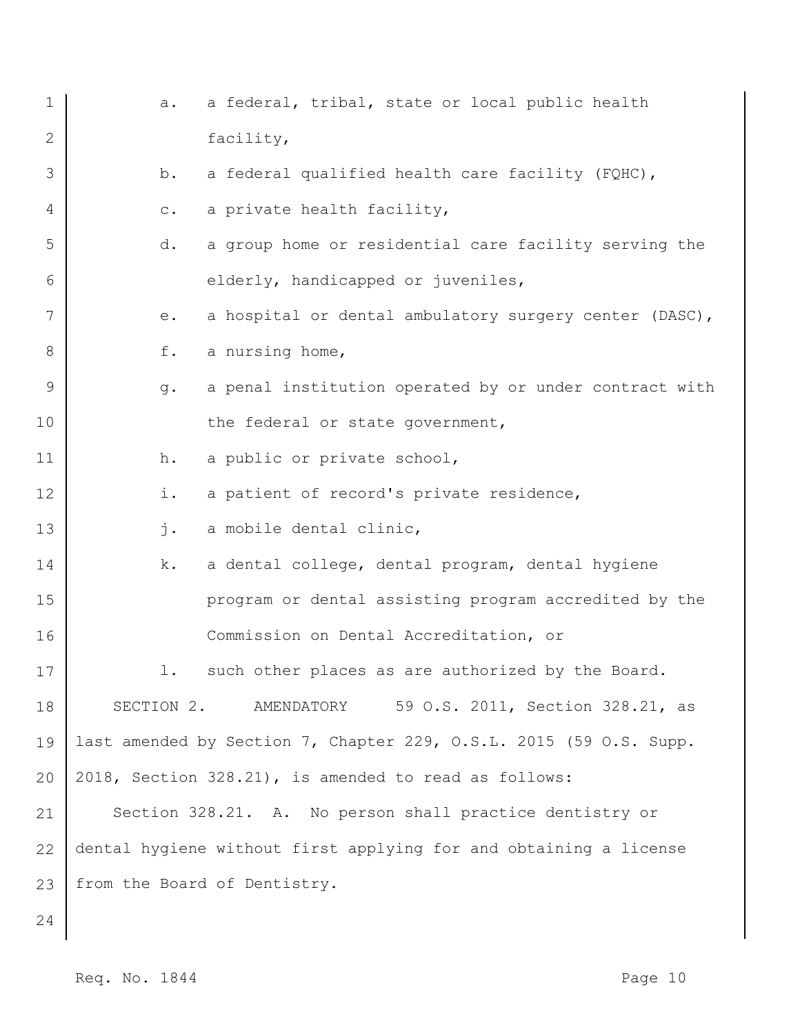a. a federal, tribal, state or local public health facility,

b. a federal qualified health care facility (FQHC),

c. a private health facility,

d. a group home or residential care facility serving the elderly, handicapped or juveniles,

e. a hospital or dental ambulatory surgery center (DASC),

f. a nursing home,

g. a penal institution operated by or under contract with the federal or state government,

h. a public or private school,

i. a patient of record's private residence,

j. a mobile dental clinic,

k. a dental college, dental program, dental hygiene program or dental assisting program accredited by the Commission on Dental Accreditation, or

l. such other places as are authorized by the Board.

SECTION 2. AMENDATORY 59 O.S. 2011, Section 328.21, as last amended by Section 7, Chapter 229, O.S.L. 2015 (59 O.S. Supp. 2018, Section 328.21), is amended to read as follows:

Section 328.21. A. No person shall practice dentistry or dental hygiene without first applying for and obtaining a license from the Board of Dentistry.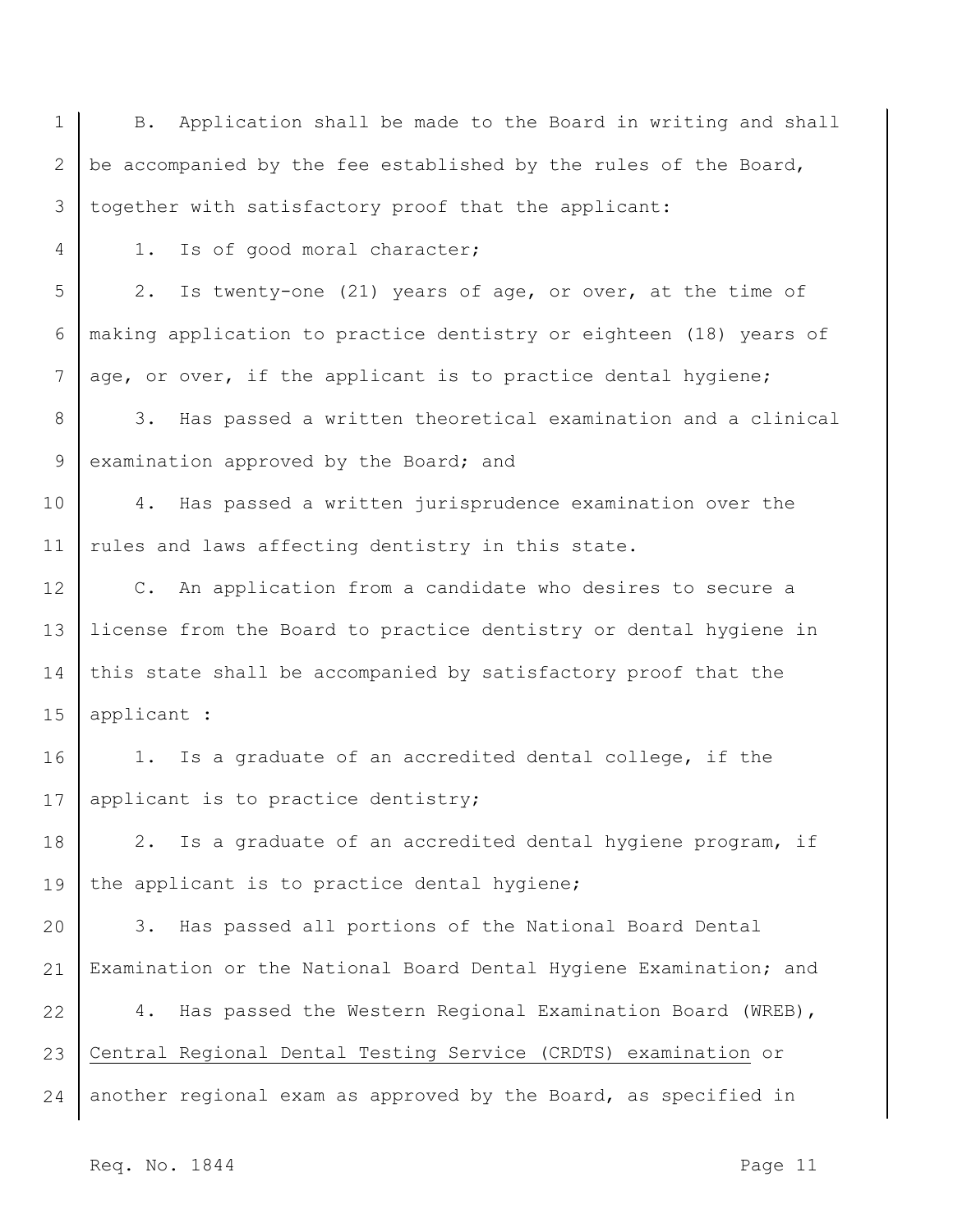B. Application shall be made to the Board in writing and shall be accompanied by the fee established by the rules of the Board, together with satisfactory proof that the applicant:

1. Is of good moral character;

2. Is twenty-one (21) years of age, or over, at the time of making application to practice dentistry or eighteen (18) years of age, or over, if the applicant is to practice dental hygiene;

3. Has passed a written theoretical examination and a clinical examination approved by the Board; and

4. Has passed a written jurisprudence examination over the rules and laws affecting dentistry in this state.

C. An application from a candidate who desires to secure a license from the Board to practice dentistry or dental hygiene in this state shall be accompanied by satisfactory proof that the applicant :

1. Is a graduate of an accredited dental college, if the applicant is to practice dentistry;

2. Is a graduate of an accredited dental hygiene program, if the applicant is to practice dental hygiene;

3. Has passed all portions of the National Board Dental Examination or the National Board Dental Hygiene Examination; and

4. Has passed the Western Regional Examination Board (WREB), <u>Central Regional Dental Testing Service (CRDTS) examination</u> or another regional exam as approved by the Board, as specified in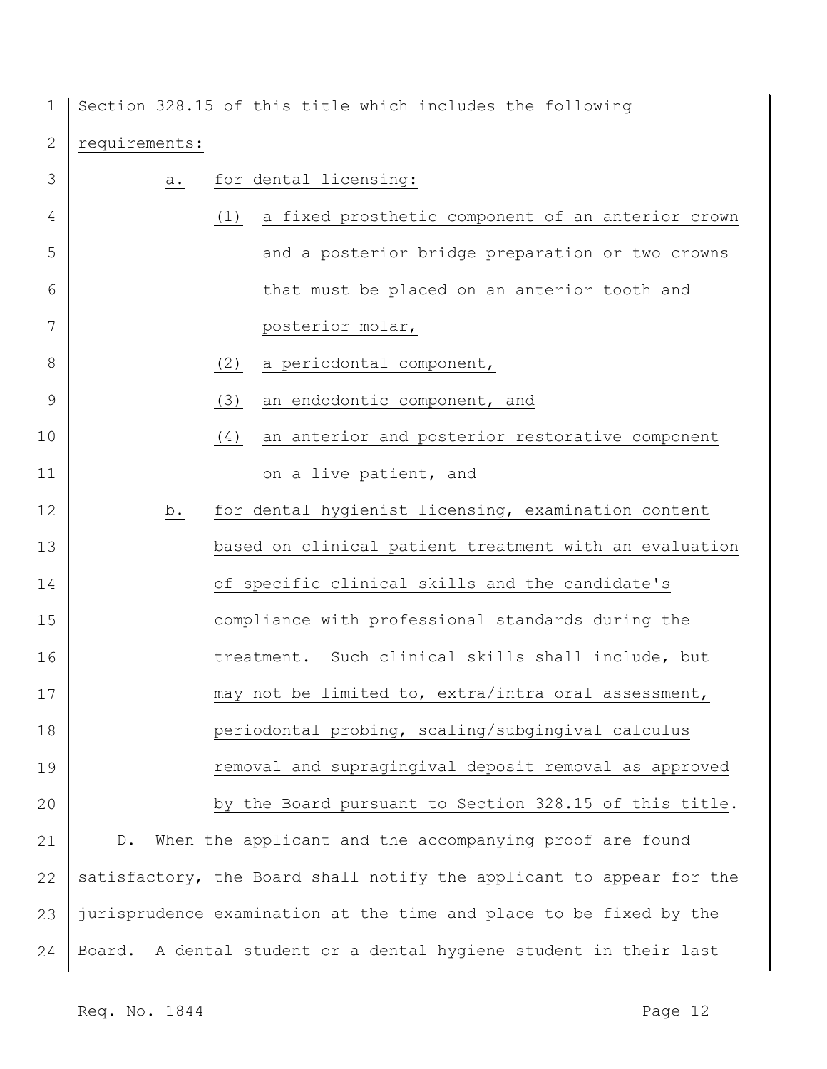Section 328.15 of this title which includes the following requirements:

a. for dental licensing:

   (1) a fixed prosthetic component of an anterior crown and a posterior bridge preparation or two crowns that must be placed on an anterior tooth and posterior molar,

   (2) a periodontal component,

   (3) an endodontic component, and

   (4) an anterior and posterior restorative component on a live patient, and

b. for dental hygienist licensing, examination content based on clinical patient treatment with an evaluation of specific clinical skills and the candidate's compliance with professional standards during the treatment. Such clinical skills shall include, but may not be limited to, extra/intra oral assessment, periodontal probing, scaling/subgingival calculus removal and supragingival deposit removal as approved by the Board pursuant to Section 328.15 of this title.

D. When the applicant and the accompanying proof are found satisfactory, the Board shall notify the applicant to appear for the jurisprudence examination at the time and place to be fixed by the Board. A dental student or a dental hygiene student in their last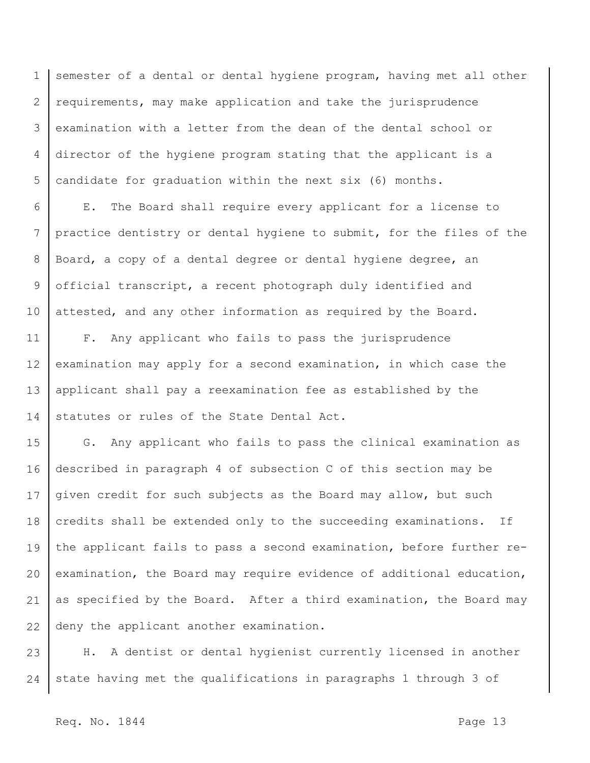semester of a dental or dental hygiene program, having met all other requirements, may make application and take the jurisprudence examination with a letter from the dean of the dental school or director of the hygiene program stating that the applicant is a candidate for graduation within the next six (6) months.

E. The Board shall require every applicant for a license to practice dentistry or dental hygiene to submit, for the files of the Board, a copy of a dental degree or dental hygiene degree, an official transcript, a recent photograph duly identified and attested, and any other information as required by the Board.

F. Any applicant who fails to pass the jurisprudence examination may apply for a second examination, in which case the applicant shall pay a reexamination fee as established by the statutes or rules of the State Dental Act.

G. Any applicant who fails to pass the clinical examination as described in paragraph 4 of subsection C of this section may be given credit for such subjects as the Board may allow, but such credits shall be extended only to the succeeding examinations. If the applicant fails to pass a second examination, before further re-examination, the Board may require evidence of additional education, as specified by the Board. After a third examination, the Board may deny the applicant another examination.

H. A dentist or dental hygienist currently licensed in another state having met the qualifications in paragraphs 1 through 3 of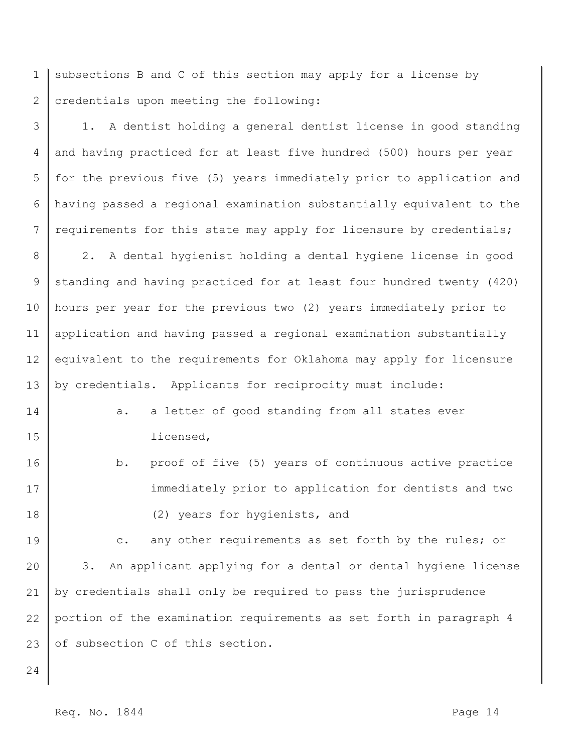subsections B and C of this section may apply for a license by credentials upon meeting the following:

1. A dentist holding a general dentist license in good standing and having practiced for at least five hundred (500) hours per year for the previous five (5) years immediately prior to application and having passed a regional examination substantially equivalent to the requirements for this state may apply for licensure by credentials;

2. A dental hygienist holding a dental hygiene license in good standing and having practiced for at least four hundred twenty (420) hours per year for the previous two (2) years immediately prior to application and having passed a regional examination substantially equivalent to the requirements for Oklahoma may apply for licensure by credentials. Applicants for reciprocity must include:

   a. a letter of good standing from all states ever licensed,

   b. proof of five (5) years of continuous active practice immediately prior to application for dentists and two (2) years for hygienists, and

   c. any other requirements as set forth by the rules; or

3. An applicant applying for a dental or dental hygiene license by credentials shall only be required to pass the jurisprudence portion of the examination requirements as set forth in paragraph 4 of subsection C of this section.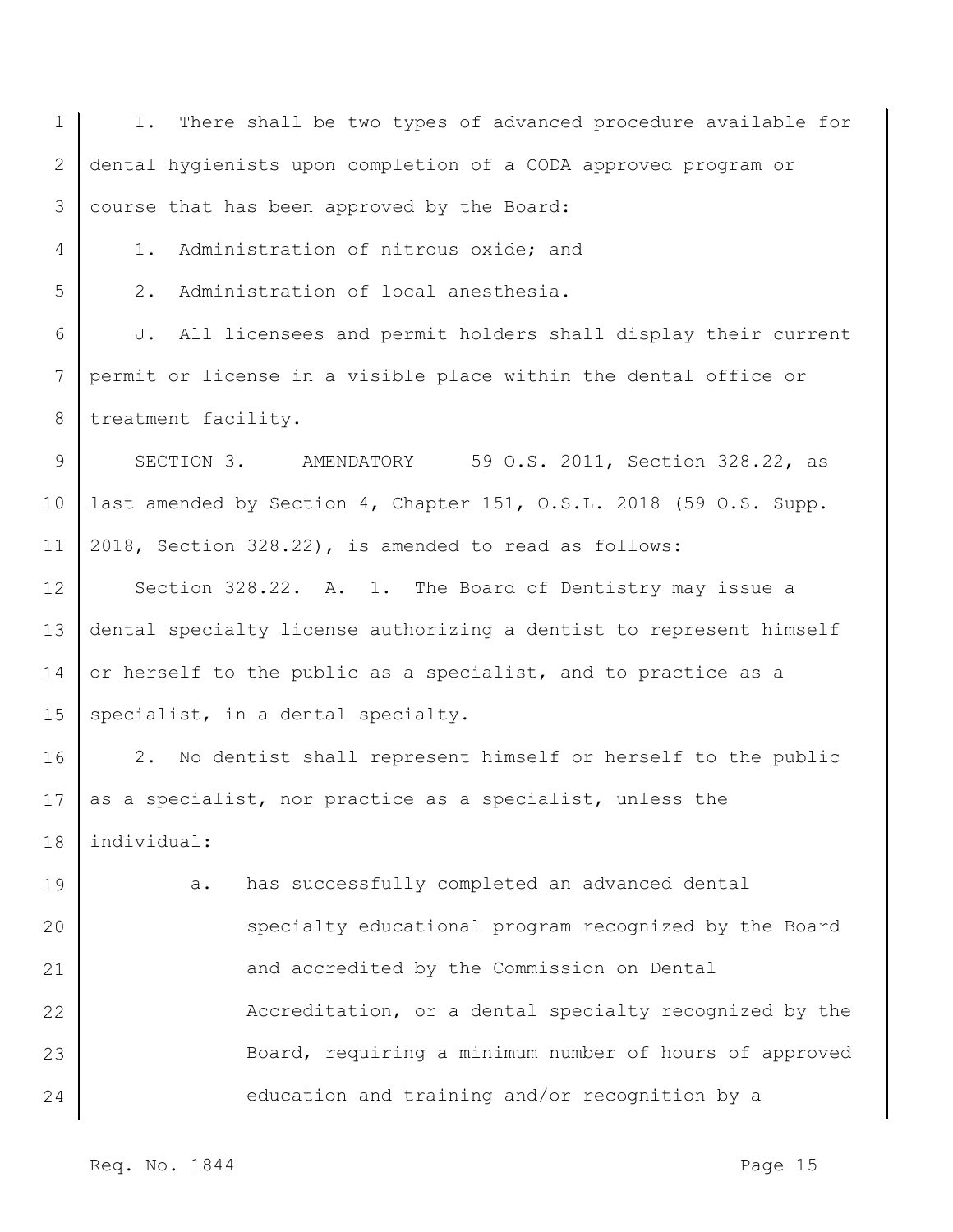I. There shall be two types of advanced procedure available for dental hygienists upon completion of a CODA approved program or course that has been approved by the Board:

1. Administration of nitrous oxide; and

2. Administration of local anesthesia.

J. All licensees and permit holders shall display their current permit or license in a visible place within the dental office or treatment facility.

SECTION 3. AMENDATORY 59 O.S. 2011, Section 328.22, as last amended by Section 4, Chapter 151, O.S.L. 2018 (59 O.S. Supp. 2018, Section 328.22), is amended to read as follows:

Section 328.22. A. 1. The Board of Dentistry may issue a dental specialty license authorizing a dentist to represent himself or herself to the public as a specialist, and to practice as a specialist, in a dental specialty.

2. No dentist shall represent himself or herself to the public as a specialist, nor practice as a specialist, unless the individual:

   a. has successfully completed an advanced dental specialty educational program recognized by the Board and accredited by the Commission on Dental Accreditation, or a dental specialty recognized by the Board, requiring a minimum number of hours of approved education and training and/or recognition by a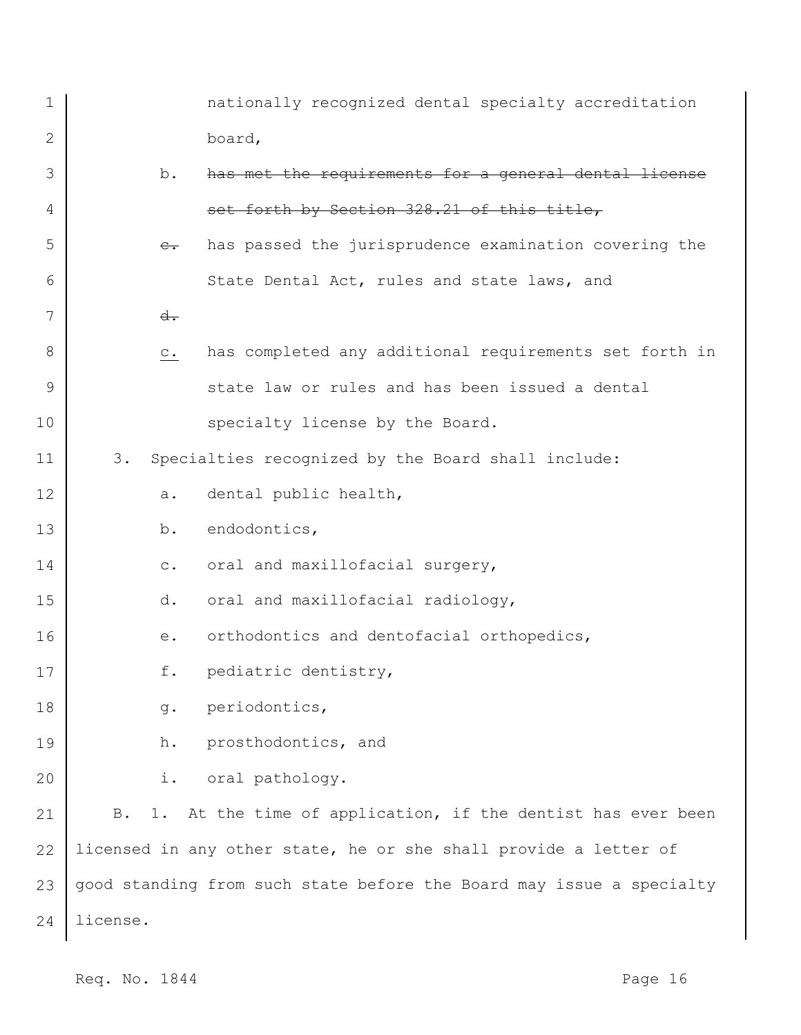nationally recognized dental specialty accreditation board,

b. ~~has met the requirements for a general dental license set forth by Section 328.21 of this title,~~

~~c.~~ has passed the jurisprudence examination covering the State Dental Act, rules and state laws, and

~~d.~~

c. has completed any additional requirements set forth in state law or rules and has been issued a dental specialty license by the Board.

3. Specialties recognized by the Board shall include:

a. dental public health,

b. endodontics,

c. oral and maxillofacial surgery,

d. oral and maxillofacial radiology,

e. orthodontics and dentofacial orthopedics,

f. pediatric dentistry,

g. periodontics,

h. prosthodontics, and

i. oral pathology.

B. 1. At the time of application, if the dentist has ever been licensed in any other state, he or she shall provide a letter of good standing from such state before the Board may issue a specialty license.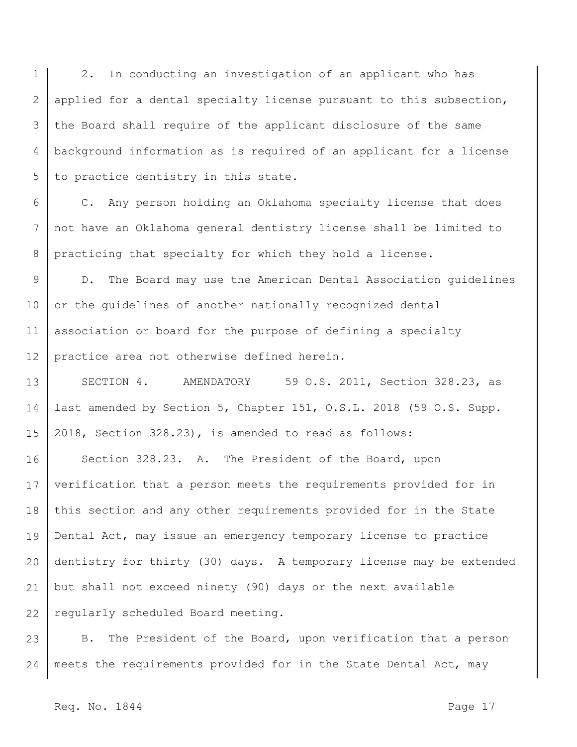2. In conducting an investigation of an applicant who has applied for a dental specialty license pursuant to this subsection, the Board shall require of the applicant disclosure of the same background information as is required of an applicant for a license to practice dentistry in this state.

C. Any person holding an Oklahoma specialty license that does not have an Oklahoma general dentistry license shall be limited to practicing that specialty for which they hold a license.

D. The Board may use the American Dental Association guidelines or the guidelines of another nationally recognized dental association or board for the purpose of defining a specialty practice area not otherwise defined herein.

SECTION 4. AMENDATORY 59 O.S. 2011, Section 328.23, as last amended by Section 5, Chapter 151, O.S.L. 2018 (59 O.S. Supp. 2018, Section 328.23), is amended to read as follows:

Section 328.23. A. The President of the Board, upon verification that a person meets the requirements provided for in this section and any other requirements provided for in the State Dental Act, may issue an emergency temporary license to practice dentistry for thirty (30) days. A temporary license may be extended but shall not exceed ninety (90) days or the next available regularly scheduled Board meeting.

B. The President of the Board, upon verification that a person meets the requirements provided for in the State Dental Act, may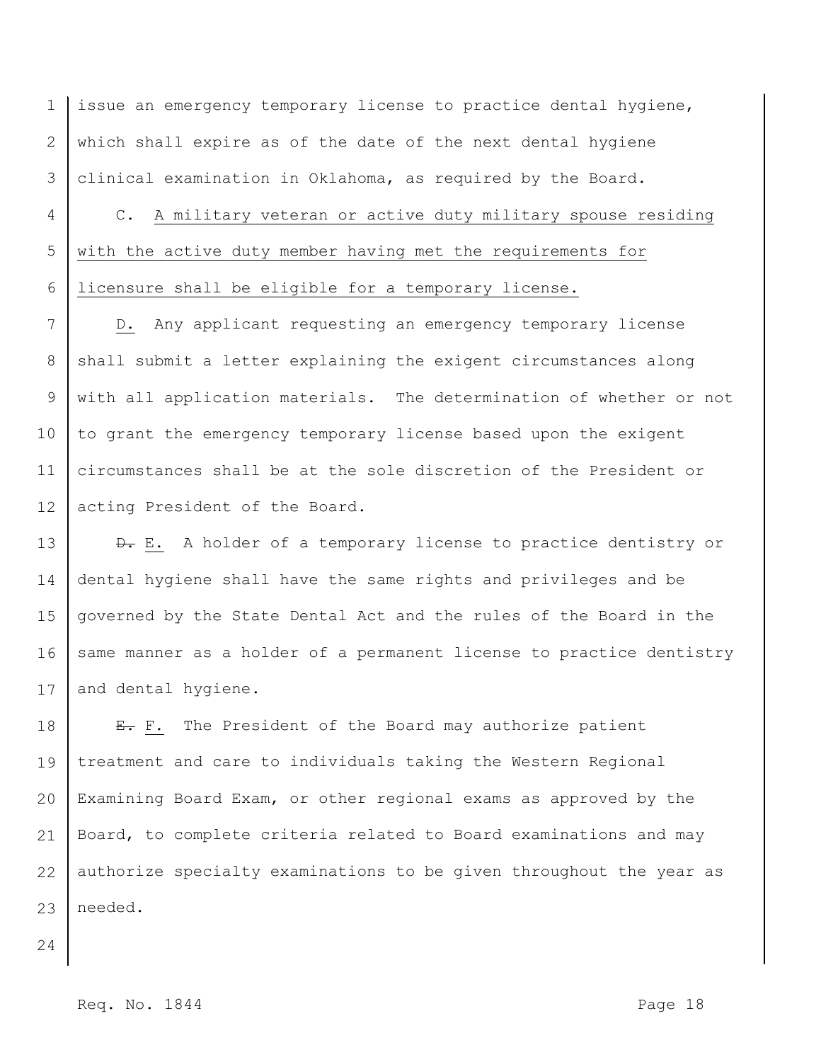issue an emergency temporary license to practice dental hygiene, which shall expire as of the date of the next dental hygiene clinical examination in Oklahoma, as required by the Board.

C. A military veteran or active duty military spouse residing with the active duty member having met the requirements for licensure shall be eligible for a temporary license.

D. Any applicant requesting an emergency temporary license shall submit a letter explaining the exigent circumstances along with all application materials. The determination of whether or not to grant the emergency temporary license based upon the exigent circumstances shall be at the sole discretion of the President or acting President of the Board.

~~D.~~ E. A holder of a temporary license to practice dentistry or dental hygiene shall have the same rights and privileges and be governed by the State Dental Act and the rules of the Board in the same manner as a holder of a permanent license to practice dentistry and dental hygiene.

~~E.~~ F. The President of the Board may authorize patient treatment and care to individuals taking the Western Regional Examining Board Exam, or other regional exams as approved by the Board, to complete criteria related to Board examinations and may authorize specialty examinations to be given throughout the year as needed.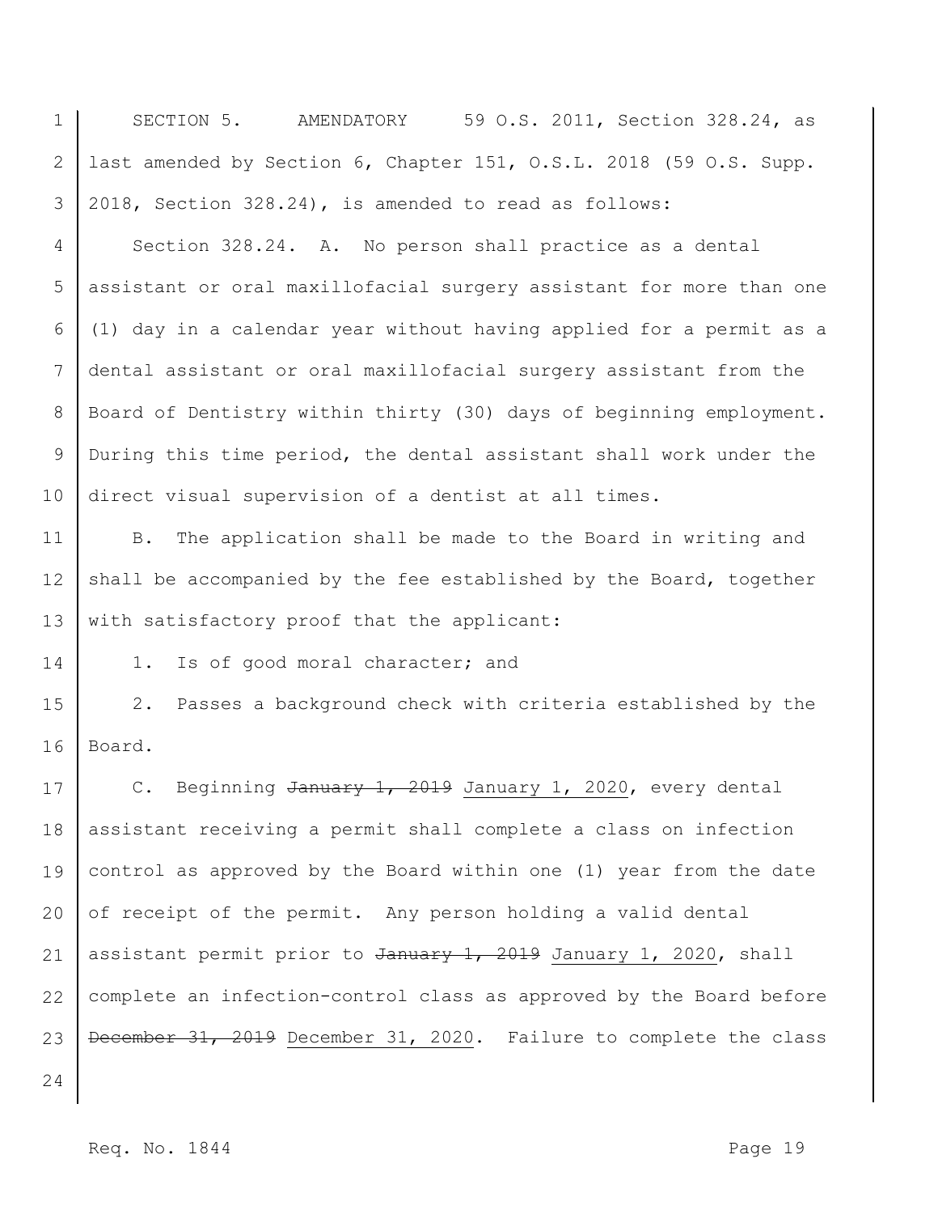SECTION 5. AMENDATORY 59 O.S. 2011, Section 328.24, as last amended by Section 6, Chapter 151, O.S.L. 2018 (59 O.S. Supp. 2018, Section 328.24), is amended to read as follows:

Section 328.24. A. No person shall practice as a dental assistant or oral maxillofacial surgery assistant for more than one (1) day in a calendar year without having applied for a permit as a dental assistant or oral maxillofacial surgery assistant from the Board of Dentistry within thirty (30) days of beginning employment. During this time period, the dental assistant shall work under the direct visual supervision of a dentist at all times.

B. The application shall be made to the Board in writing and shall be accompanied by the fee established by the Board, together with satisfactory proof that the applicant:

1. Is of good moral character; and

2. Passes a background check with criteria established by the Board.

C. Beginning ~~January 1, 2019~~ <u>January 1, 2020</u>, every dental assistant receiving a permit shall complete a class on infection control as approved by the Board within one (1) year from the date of receipt of the permit. Any person holding a valid dental assistant permit prior to ~~January 1, 2019~~ <u>January 1, 2020</u>, shall complete an infection-control class as approved by the Board before ~~December 31, 2019~~ <u>December 31, 2020</u>. Failure to complete the class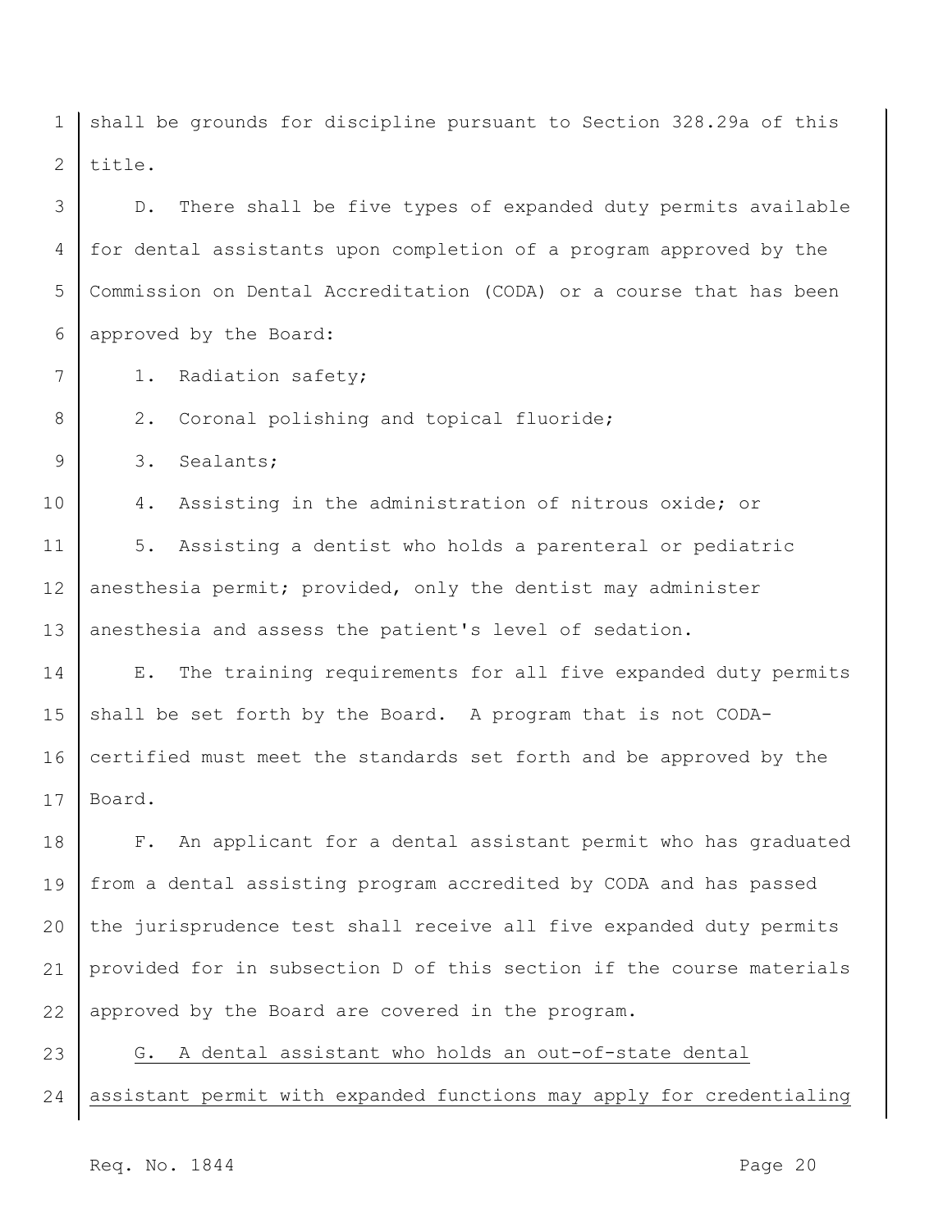shall be grounds for discipline pursuant to Section 328.29a of this title.

D. There shall be five types of expanded duty permits available for dental assistants upon completion of a program approved by the Commission on Dental Accreditation (CODA) or a course that has been approved by the Board:

1. Radiation safety;

2. Coronal polishing and topical fluoride;

3. Sealants;

4. Assisting in the administration of nitrous oxide; or

5. Assisting a dentist who holds a parenteral or pediatric anesthesia permit; provided, only the dentist may administer anesthesia and assess the patient's level of sedation.

E. The training requirements for all five expanded duty permits shall be set forth by the Board. A program that is not CODA-certified must meet the standards set forth and be approved by the Board.

F. An applicant for a dental assistant permit who has graduated from a dental assisting program accredited by CODA and has passed the jurisprudence test shall receive all five expanded duty permits provided for in subsection D of this section if the course materials approved by the Board are covered in the program.

<u>G. A dental assistant who holds an out-of-state dental assistant permit with expanded functions may apply for credentialing</u>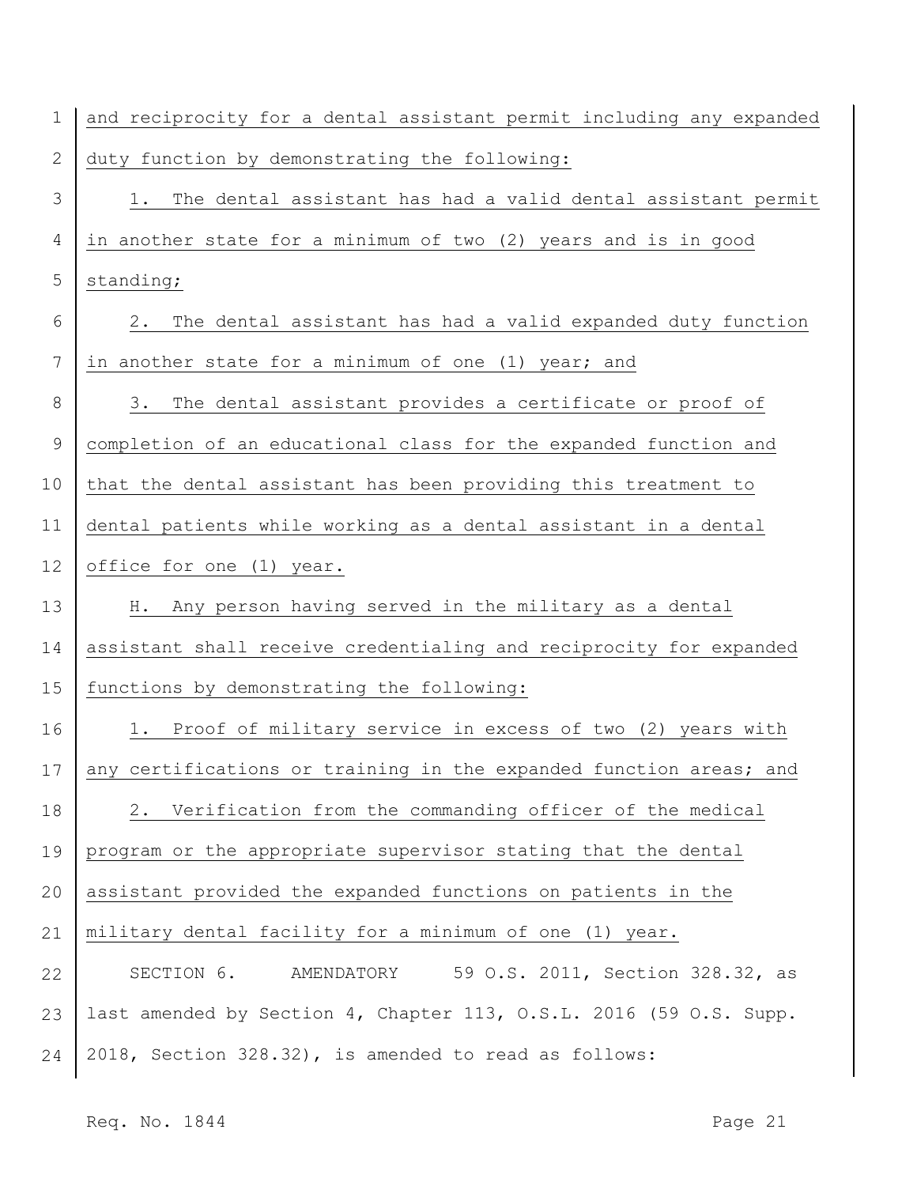and reciprocity for a dental assistant permit including any expanded duty function by demonstrating the following:

1. The dental assistant has had a valid dental assistant permit in another state for a minimum of two (2) years and is in good standing;

2. The dental assistant has had a valid expanded duty function in another state for a minimum of one (1) year; and

3. The dental assistant provides a certificate or proof of completion of an educational class for the expanded function and that the dental assistant has been providing this treatment to dental patients while working as a dental assistant in a dental office for one (1) year.

H. Any person having served in the military as a dental assistant shall receive credentialing and reciprocity for expanded functions by demonstrating the following:

1. Proof of military service in excess of two (2) years with any certifications or training in the expanded function areas; and

2. Verification from the commanding officer of the medical program or the appropriate supervisor stating that the dental assistant provided the expanded functions on patients in the military dental facility for a minimum of one (1) year.

SECTION 6. AMENDATORY 59 O.S. 2011, Section 328.32, as last amended by Section 4, Chapter 113, O.S.L. 2016 (59 O.S. Supp. 2018, Section 328.32), is amended to read as follows: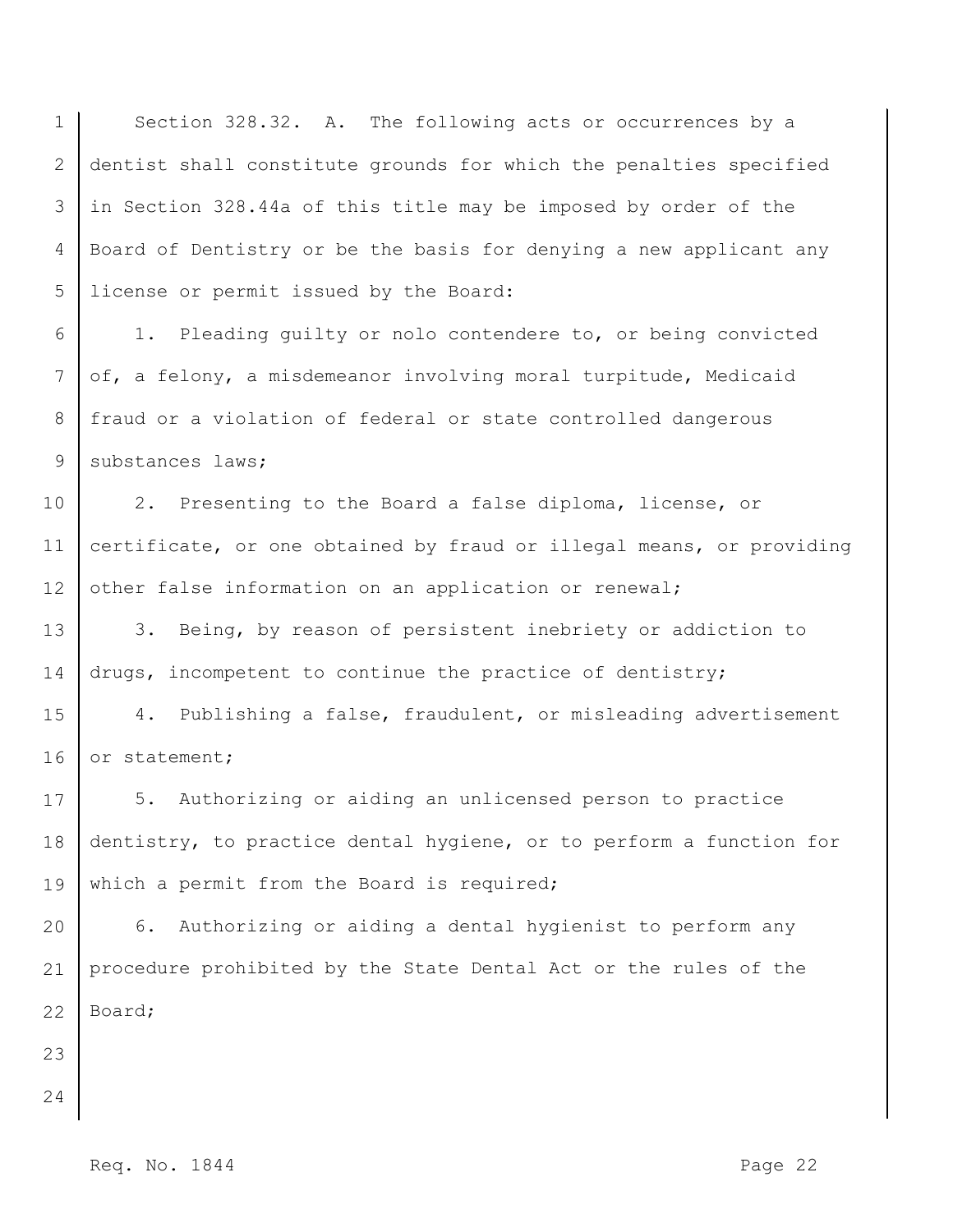Section 328.32. A. The following acts or occurrences by a dentist shall constitute grounds for which the penalties specified in Section 328.44a of this title may be imposed by order of the Board of Dentistry or be the basis for denying a new applicant any license or permit issued by the Board:

1. Pleading guilty or nolo contendere to, or being convicted of, a felony, a misdemeanor involving moral turpitude, Medicaid fraud or a violation of federal or state controlled dangerous substances laws;

2. Presenting to the Board a false diploma, license, or certificate, or one obtained by fraud or illegal means, or providing other false information on an application or renewal;

3. Being, by reason of persistent inebriety or addiction to drugs, incompetent to continue the practice of dentistry;

4. Publishing a false, fraudulent, or misleading advertisement or statement;

5. Authorizing or aiding an unlicensed person to practice dentistry, to practice dental hygiene, or to perform a function for which a permit from the Board is required;

6. Authorizing or aiding a dental hygienist to perform any procedure prohibited by the State Dental Act or the rules of the Board;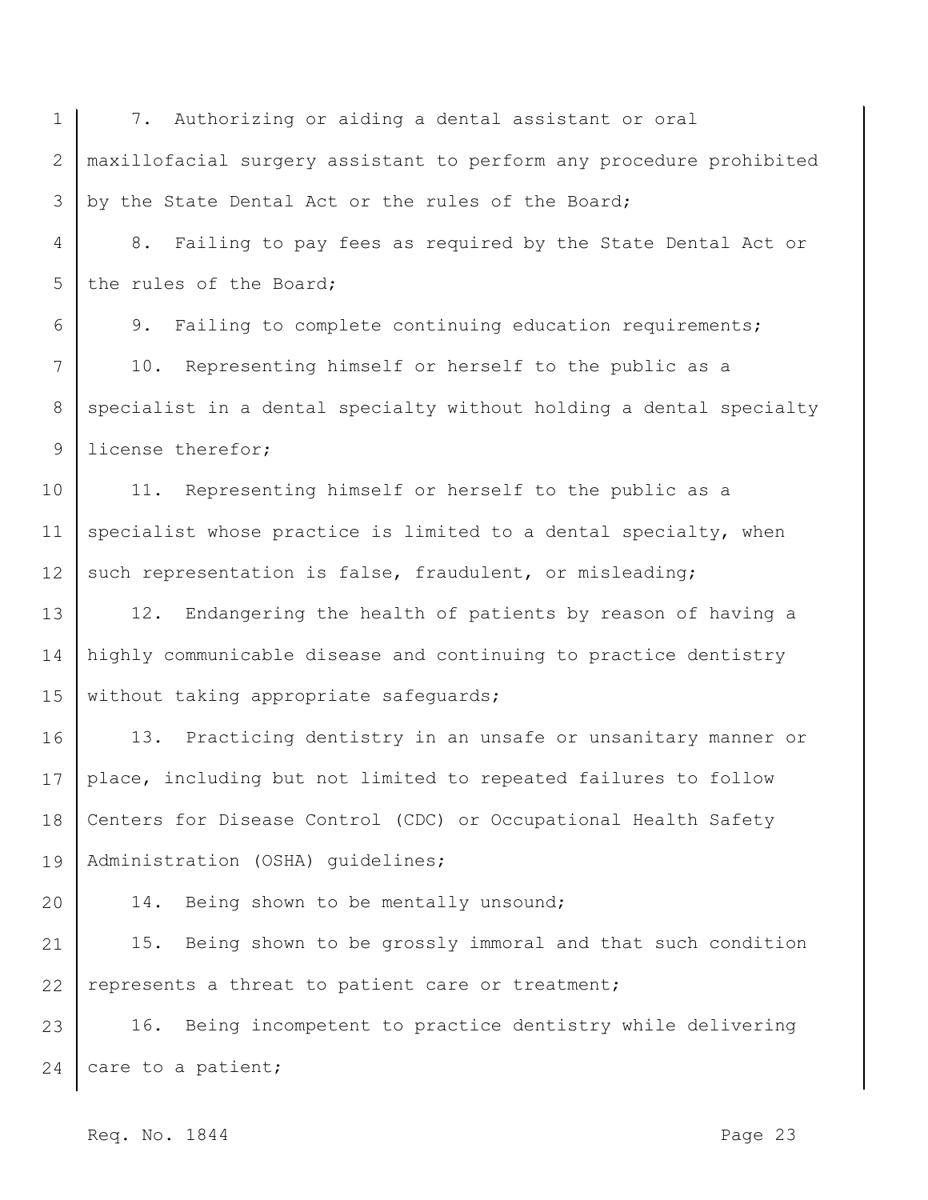7. Authorizing or aiding a dental assistant or oral maxillofacial surgery assistant to perform any procedure prohibited by the State Dental Act or the rules of the Board;

8. Failing to pay fees as required by the State Dental Act or the rules of the Board;

9. Failing to complete continuing education requirements;

10. Representing himself or herself to the public as a specialist in a dental specialty without holding a dental specialty license therefor;

11. Representing himself or herself to the public as a specialist whose practice is limited to a dental specialty, when such representation is false, fraudulent, or misleading;

12. Endangering the health of patients by reason of having a highly communicable disease and continuing to practice dentistry without taking appropriate safeguards;

13. Practicing dentistry in an unsafe or unsanitary manner or place, including but not limited to repeated failures to follow Centers for Disease Control (CDC) or Occupational Health Safety Administration (OSHA) guidelines;

14. Being shown to be mentally unsound;

15. Being shown to be grossly immoral and that such condition represents a threat to patient care or treatment;

16. Being incompetent to practice dentistry while delivering care to a patient;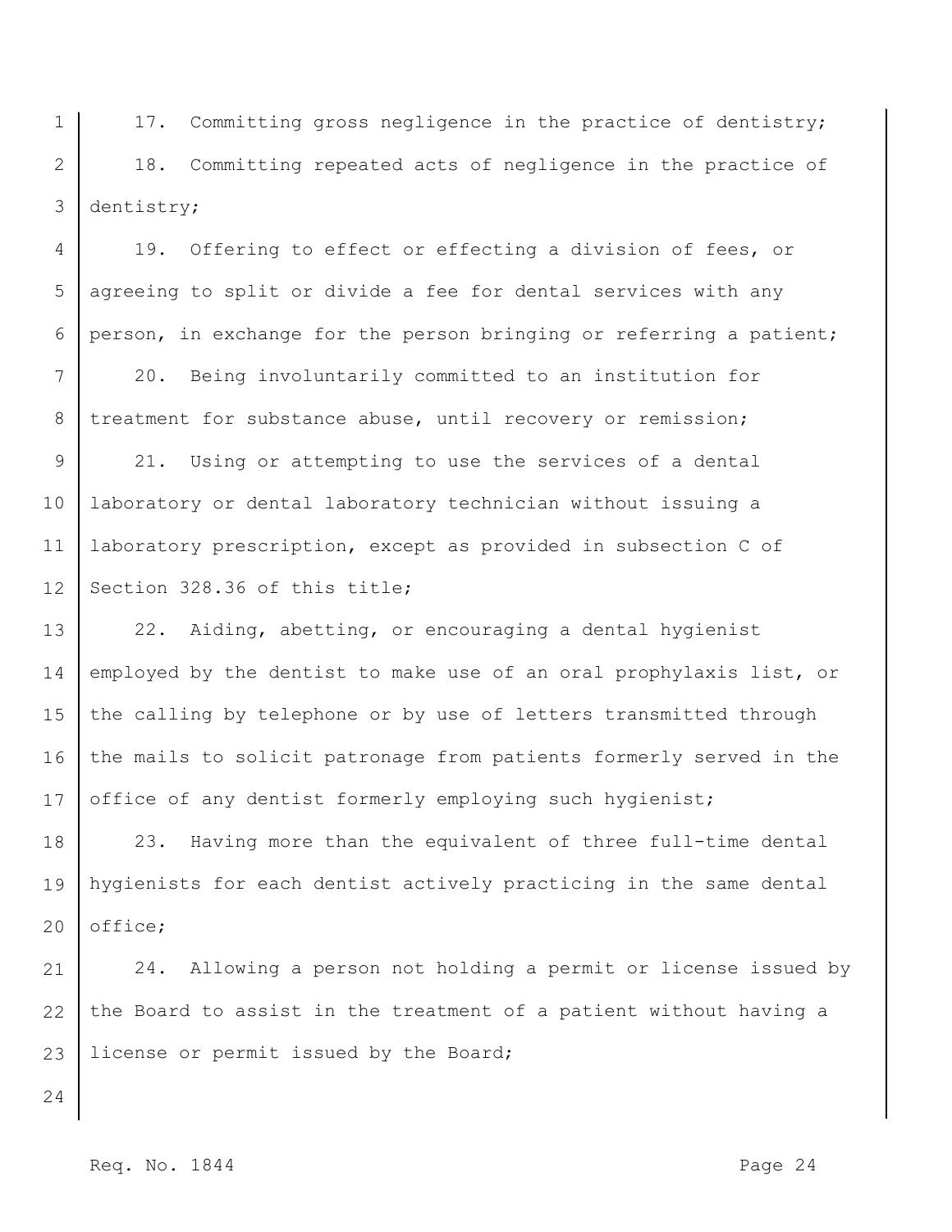17. Committing gross negligence in the practice of dentistry;

18. Committing repeated acts of negligence in the practice of dentistry;

19. Offering to effect or effecting a division of fees, or agreeing to split or divide a fee for dental services with any person, in exchange for the person bringing or referring a patient;

20. Being involuntarily committed to an institution for treatment for substance abuse, until recovery or remission;

21. Using or attempting to use the services of a dental laboratory or dental laboratory technician without issuing a laboratory prescription, except as provided in subsection C of Section 328.36 of this title;

22. Aiding, abetting, or encouraging a dental hygienist employed by the dentist to make use of an oral prophylaxis list, or the calling by telephone or by use of letters transmitted through the mails to solicit patronage from patients formerly served in the office of any dentist formerly employing such hygienist;

23. Having more than the equivalent of three full-time dental hygienists for each dentist actively practicing in the same dental office;

24. Allowing a person not holding a permit or license issued by the Board to assist in the treatment of a patient without having a license or permit issued by the Board;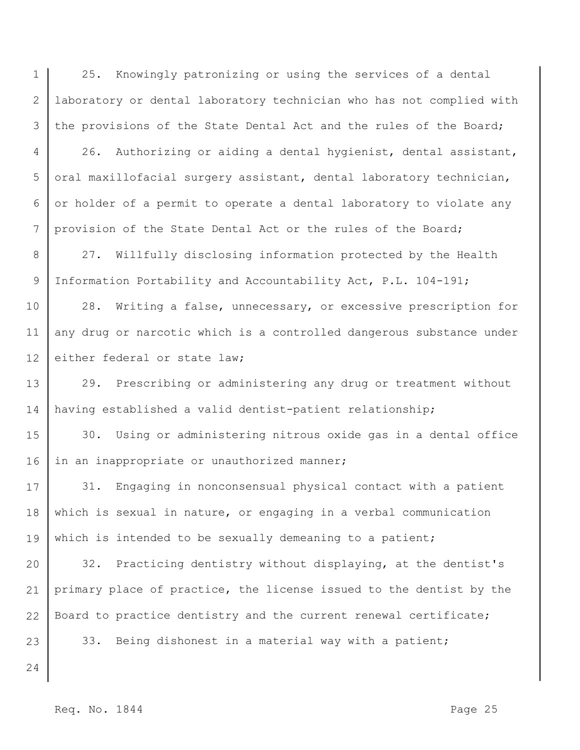25. Knowingly patronizing or using the services of a dental laboratory or dental laboratory technician who has not complied with the provisions of the State Dental Act and the rules of the Board;

26. Authorizing or aiding a dental hygienist, dental assistant, oral maxillofacial surgery assistant, dental laboratory technician, or holder of a permit to operate a dental laboratory to violate any provision of the State Dental Act or the rules of the Board;

27. Willfully disclosing information protected by the Health Information Portability and Accountability Act, P.L. 104-191;

28. Writing a false, unnecessary, or excessive prescription for any drug or narcotic which is a controlled dangerous substance under either federal or state law;

29. Prescribing or administering any drug or treatment without having established a valid dentist-patient relationship;

30. Using or administering nitrous oxide gas in a dental office in an inappropriate or unauthorized manner;

31. Engaging in nonconsensual physical contact with a patient which is sexual in nature, or engaging in a verbal communication which is intended to be sexually demeaning to a patient;

32. Practicing dentistry without displaying, at the dentist's primary place of practice, the license issued to the dentist by the Board to practice dentistry and the current renewal certificate;

33. Being dishonest in a material way with a patient;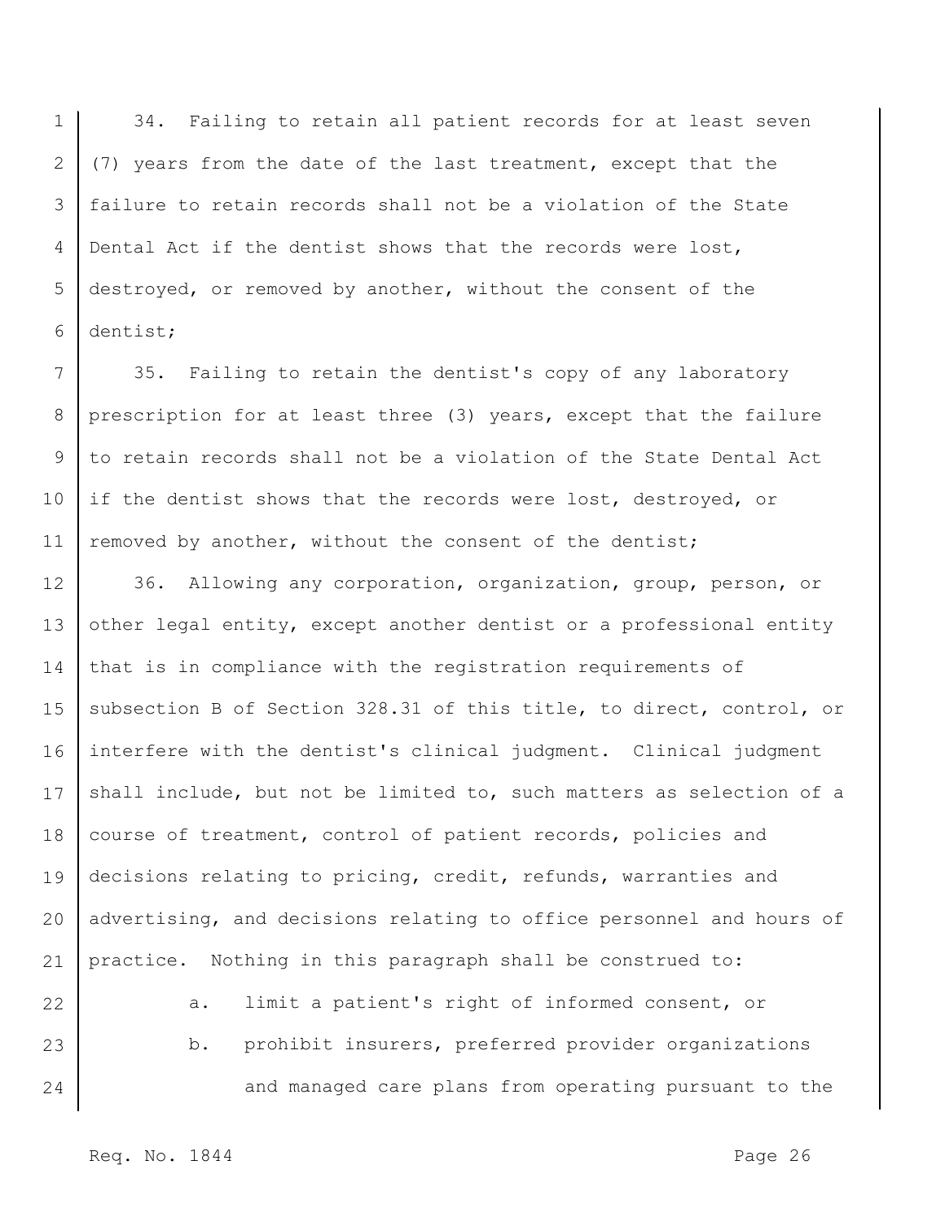34. Failing to retain all patient records for at least seven (7) years from the date of the last treatment, except that the failure to retain records shall not be a violation of the State Dental Act if the dentist shows that the records were lost, destroyed, or removed by another, without the consent of the dentist;

35. Failing to retain the dentist's copy of any laboratory prescription for at least three (3) years, except that the failure to retain records shall not be a violation of the State Dental Act if the dentist shows that the records were lost, destroyed, or removed by another, without the consent of the dentist;

36. Allowing any corporation, organization, group, person, or other legal entity, except another dentist or a professional entity that is in compliance with the registration requirements of subsection B of Section 328.31 of this title, to direct, control, or interfere with the dentist's clinical judgment. Clinical judgment shall include, but not be limited to, such matters as selection of a course of treatment, control of patient records, policies and decisions relating to pricing, credit, refunds, warranties and advertising, and decisions relating to office personnel and hours of practice. Nothing in this paragraph shall be construed to:

a. limit a patient's right of informed consent, or

b. prohibit insurers, preferred provider organizations and managed care plans from operating pursuant to the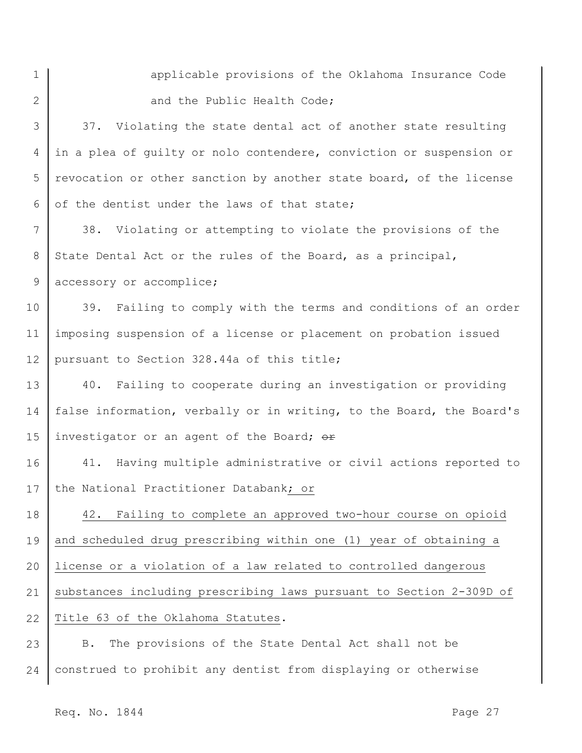applicable provisions of the Oklahoma Insurance Code and the Public Health Code;

37. Violating the state dental act of another state resulting in a plea of guilty or nolo contendere, conviction or suspension or revocation or other sanction by another state board, of the license of the dentist under the laws of that state;

38. Violating or attempting to violate the provisions of the State Dental Act or the rules of the Board, as a principal, accessory or accomplice;

39. Failing to comply with the terms and conditions of an order imposing suspension of a license or placement on probation issued pursuant to Section 328.44a of this title;

40. Failing to cooperate during an investigation or providing false information, verbally or in writing, to the Board, the Board's investigator or an agent of the Board; ~~or~~

41. Having multiple administrative or civil actions reported to the National Practitioner Databank<u>; or</u>

<u>42. Failing to complete an approved two-hour course on opioid and scheduled drug prescribing within one (1) year of obtaining a license or a violation of a law related to controlled dangerous substances including prescribing laws pursuant to Section 2-309D of Title 63 of the Oklahoma Statutes</u>.

B. The provisions of the State Dental Act shall not be construed to prohibit any dentist from displaying or otherwise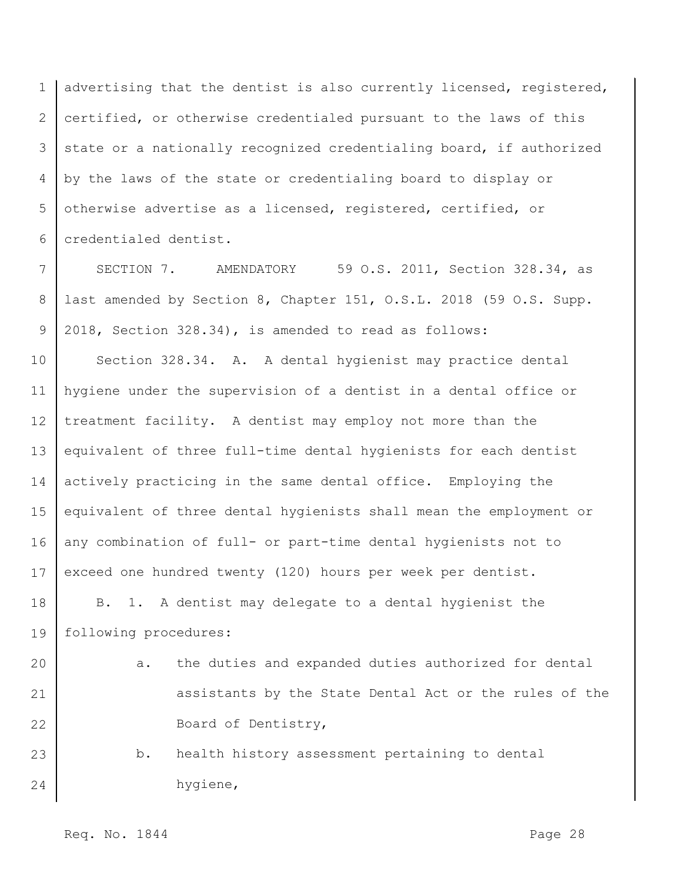advertising that the dentist is also currently licensed, registered, certified, or otherwise credentialed pursuant to the laws of this state or a nationally recognized credentialing board, if authorized by the laws of the state or credentialing board to display or otherwise advertise as a licensed, registered, certified, or credentialed dentist.

SECTION 7. AMENDATORY 59 O.S. 2011, Section 328.34, as last amended by Section 8, Chapter 151, O.S.L. 2018 (59 O.S. Supp. 2018, Section 328.34), is amended to read as follows:

Section 328.34. A. A dental hygienist may practice dental hygiene under the supervision of a dentist in a dental office or treatment facility. A dentist may employ not more than the equivalent of three full-time dental hygienists for each dentist actively practicing in the same dental office. Employing the equivalent of three dental hygienists shall mean the employment or any combination of full- or part-time dental hygienists not to exceed one hundred twenty (120) hours per week per dentist.

B. 1. A dentist may delegate to a dental hygienist the following procedures:

a. the duties and expanded duties authorized for dental assistants by the State Dental Act or the rules of the Board of Dentistry,

b. health history assessment pertaining to dental hygiene,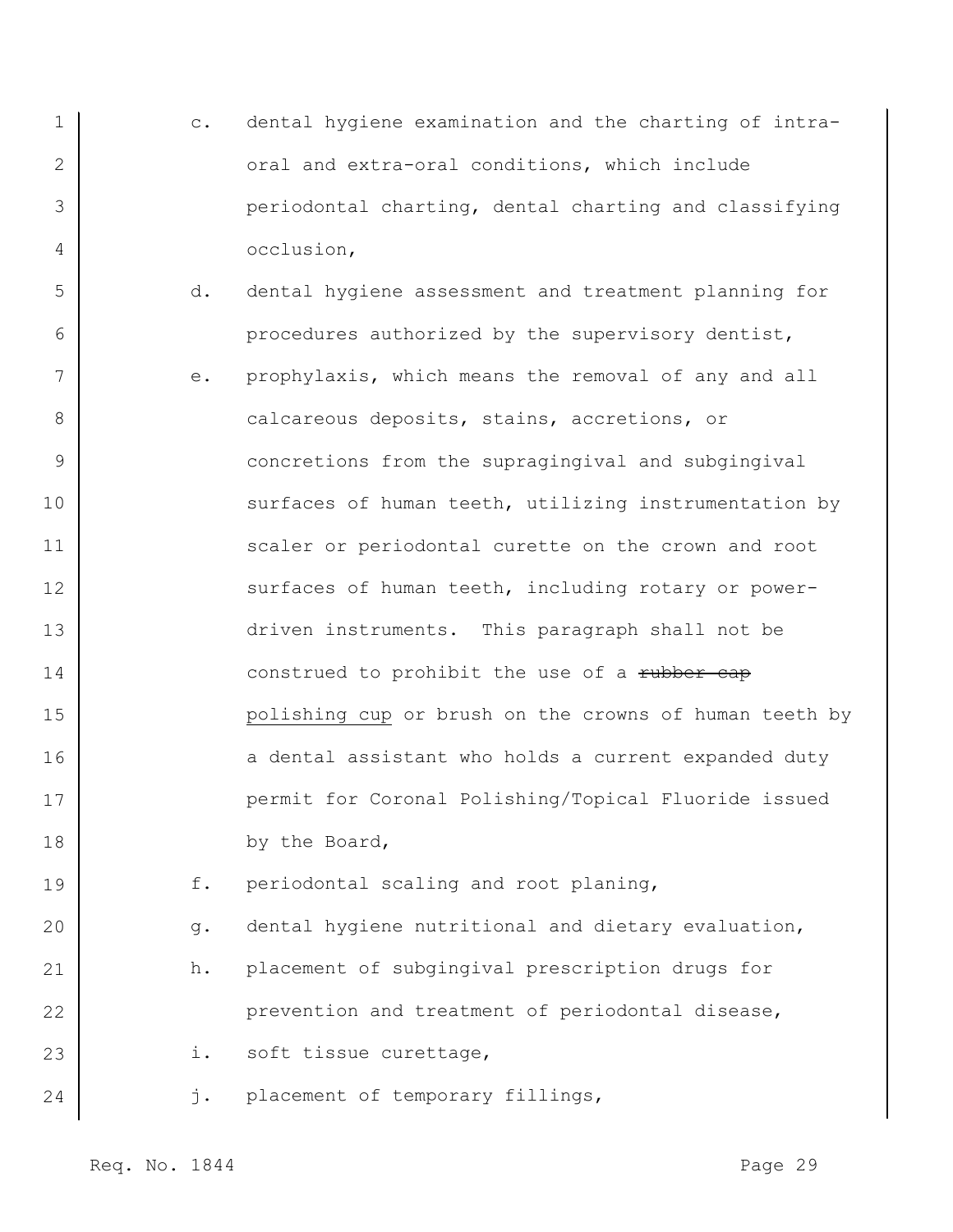c. dental hygiene examination and the charting of intra-oral and extra-oral conditions, which include periodontal charting, dental charting and classifying occlusion,

d. dental hygiene assessment and treatment planning for procedures authorized by the supervisory dentist,

e. prophylaxis, which means the removal of any and all calcareous deposits, stains, accretions, or concretions from the supragingival and subgingival surfaces of human teeth, utilizing instrumentation by scaler or periodontal curette on the crown and root surfaces of human teeth, including rotary or power-driven instruments. This paragraph shall not be construed to prohibit the use of a ~~rubber cap~~ <u>polishing cup</u> or brush on the crowns of human teeth by a dental assistant who holds a current expanded duty permit for Coronal Polishing/Topical Fluoride issued by the Board,

f. periodontal scaling and root planing,

g. dental hygiene nutritional and dietary evaluation,

h. placement of subgingival prescription drugs for prevention and treatment of periodontal disease,

i. soft tissue curettage,

j. placement of temporary fillings,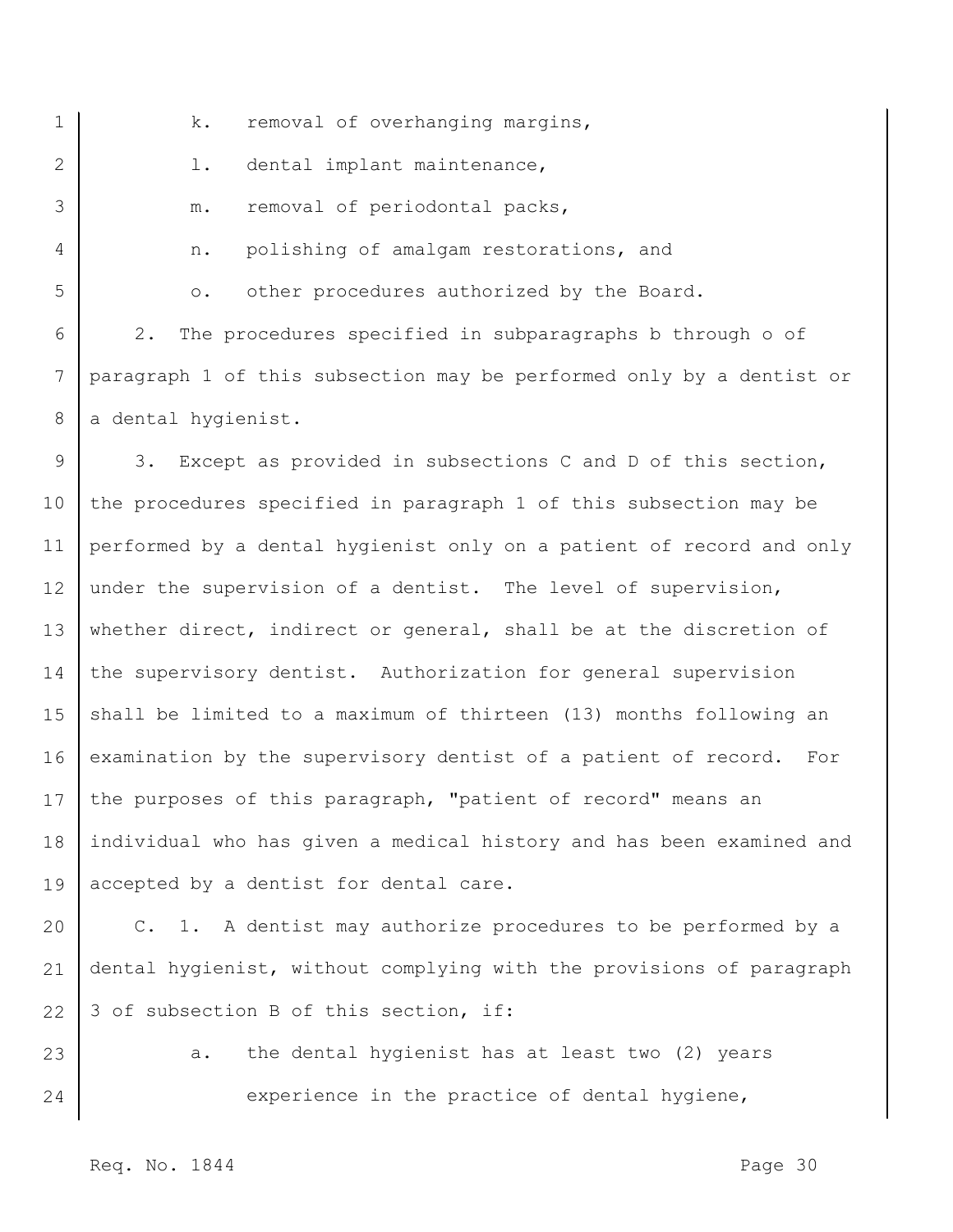k. removal of overhanging margins,

l. dental implant maintenance,

m. removal of periodontal packs,

n. polishing of amalgam restorations, and

o. other procedures authorized by the Board.

2. The procedures specified in subparagraphs b through o of paragraph 1 of this subsection may be performed only by a dentist or a dental hygienist.

3. Except as provided in subsections C and D of this section, the procedures specified in paragraph 1 of this subsection may be performed by a dental hygienist only on a patient of record and only under the supervision of a dentist. The level of supervision, whether direct, indirect or general, shall be at the discretion of the supervisory dentist. Authorization for general supervision shall be limited to a maximum of thirteen (13) months following an examination by the supervisory dentist of a patient of record. For the purposes of this paragraph, "patient of record" means an individual who has given a medical history and has been examined and accepted by a dentist for dental care.

C. 1. A dentist may authorize procedures to be performed by a dental hygienist, without complying with the provisions of paragraph 3 of subsection B of this section, if:

a. the dental hygienist has at least two (2) years experience in the practice of dental hygiene,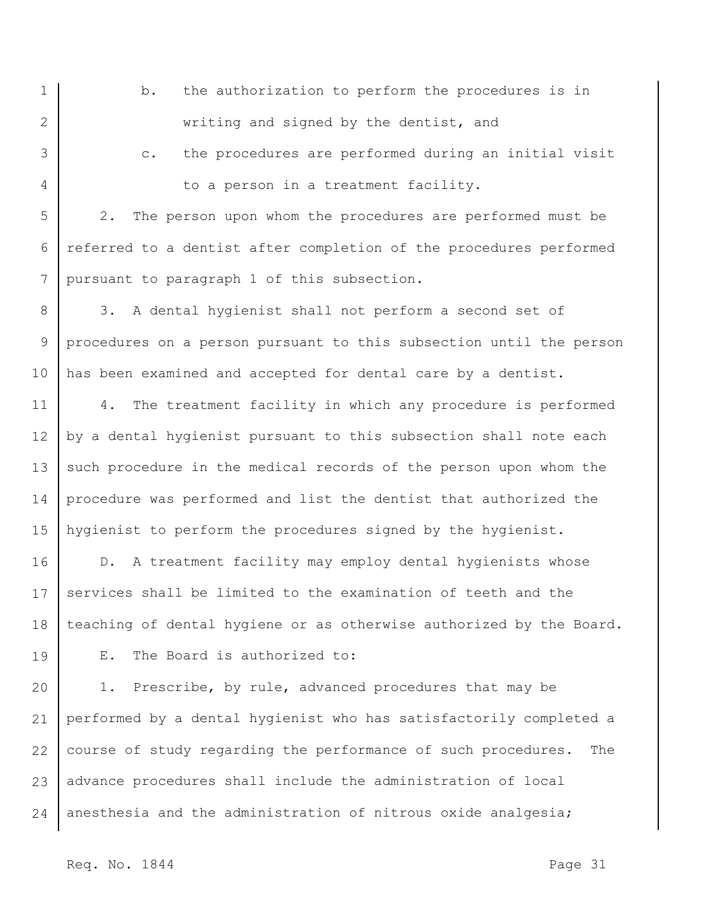b. the authorization to perform the procedures is in writing and signed by the dentist, and

c. the procedures are performed during an initial visit to a person in a treatment facility.

2. The person upon whom the procedures are performed must be referred to a dentist after completion of the procedures performed pursuant to paragraph 1 of this subsection.

3. A dental hygienist shall not perform a second set of procedures on a person pursuant to this subsection until the person has been examined and accepted for dental care by a dentist.

4. The treatment facility in which any procedure is performed by a dental hygienist pursuant to this subsection shall note each such procedure in the medical records of the person upon whom the procedure was performed and list the dentist that authorized the hygienist to perform the procedures signed by the hygienist.

D. A treatment facility may employ dental hygienists whose services shall be limited to the examination of teeth and the teaching of dental hygiene or as otherwise authorized by the Board.

E. The Board is authorized to:

1. Prescribe, by rule, advanced procedures that may be performed by a dental hygienist who has satisfactorily completed a course of study regarding the performance of such procedures. The advance procedures shall include the administration of local anesthesia and the administration of nitrous oxide analgesia;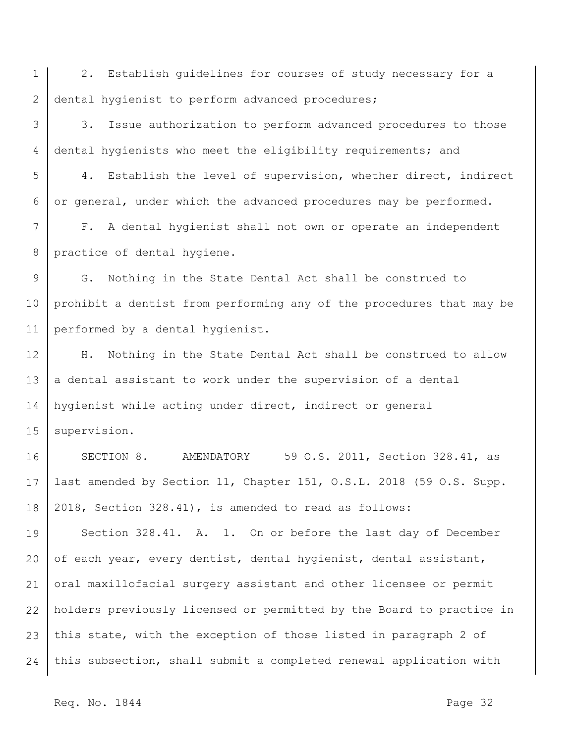2. Establish guidelines for courses of study necessary for a dental hygienist to perform advanced procedures;

3. Issue authorization to perform advanced procedures to those dental hygienists who meet the eligibility requirements; and

4. Establish the level of supervision, whether direct, indirect or general, under which the advanced procedures may be performed.

F. A dental hygienist shall not own or operate an independent practice of dental hygiene.

G. Nothing in the State Dental Act shall be construed to prohibit a dentist from performing any of the procedures that may be performed by a dental hygienist.

H. Nothing in the State Dental Act shall be construed to allow a dental assistant to work under the supervision of a dental hygienist while acting under direct, indirect or general supervision.

SECTION 8. AMENDATORY 59 O.S. 2011, Section 328.41, as last amended by Section 11, Chapter 151, O.S.L. 2018 (59 O.S. Supp. 2018, Section 328.41), is amended to read as follows:

Section 328.41. A. 1. On or before the last day of December of each year, every dentist, dental hygienist, dental assistant, oral maxillofacial surgery assistant and other licensee or permit holders previously licensed or permitted by the Board to practice in this state, with the exception of those listed in paragraph 2 of this subsection, shall submit a completed renewal application with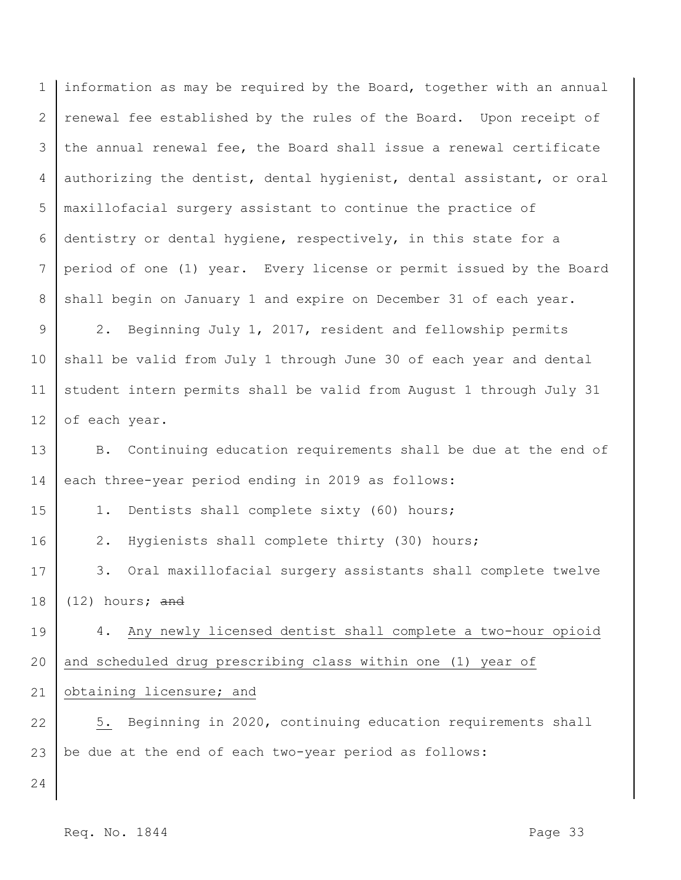information as may be required by the Board, together with an annual renewal fee established by the rules of the Board. Upon receipt of the annual renewal fee, the Board shall issue a renewal certificate authorizing the dentist, dental hygienist, dental assistant, or oral maxillofacial surgery assistant to continue the practice of dentistry or dental hygiene, respectively, in this state for a period of one (1) year. Every license or permit issued by the Board shall begin on January 1 and expire on December 31 of each year.

2. Beginning July 1, 2017, resident and fellowship permits shall be valid from July 1 through June 30 of each year and dental student intern permits shall be valid from August 1 through July 31 of each year.

B. Continuing education requirements shall be due at the end of each three-year period ending in 2019 as follows:

1. Dentists shall complete sixty (60) hours;

2. Hygienists shall complete thirty (30) hours;

3. Oral maxillofacial surgery assistants shall complete twelve (12) hours; ~~and~~

4. <u>Any newly licensed dentist shall complete a two-hour opioid and scheduled drug prescribing class within one (1) year of obtaining licensure; and</u>

<u>5.</u> Beginning in 2020, continuing education requirements shall be due at the end of each two-year period as follows: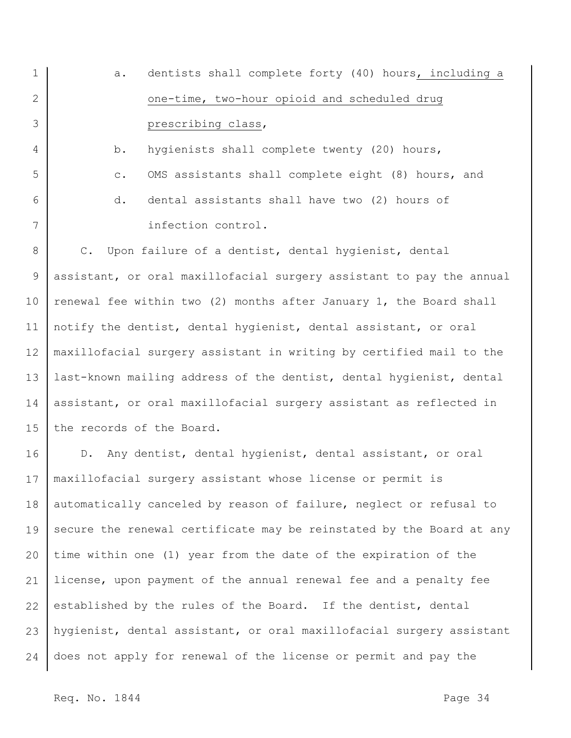a. dentists shall complete forty (40) hours, including a one-time, two-hour opioid and scheduled drug prescribing class,

b. hygienists shall complete twenty (20) hours,

c. OMS assistants shall complete eight (8) hours, and

d. dental assistants shall have two (2) hours of infection control.

C. Upon failure of a dentist, dental hygienist, dental assistant, or oral maxillofacial surgery assistant to pay the annual renewal fee within two (2) months after January 1, the Board shall notify the dentist, dental hygienist, dental assistant, or oral maxillofacial surgery assistant in writing by certified mail to the last-known mailing address of the dentist, dental hygienist, dental assistant, or oral maxillofacial surgery assistant as reflected in the records of the Board.

D. Any dentist, dental hygienist, dental assistant, or oral maxillofacial surgery assistant whose license or permit is automatically canceled by reason of failure, neglect or refusal to secure the renewal certificate may be reinstated by the Board at any time within one (1) year from the date of the expiration of the license, upon payment of the annual renewal fee and a penalty fee established by the rules of the Board. If the dentist, dental hygienist, dental assistant, or oral maxillofacial surgery assistant does not apply for renewal of the license or permit and pay the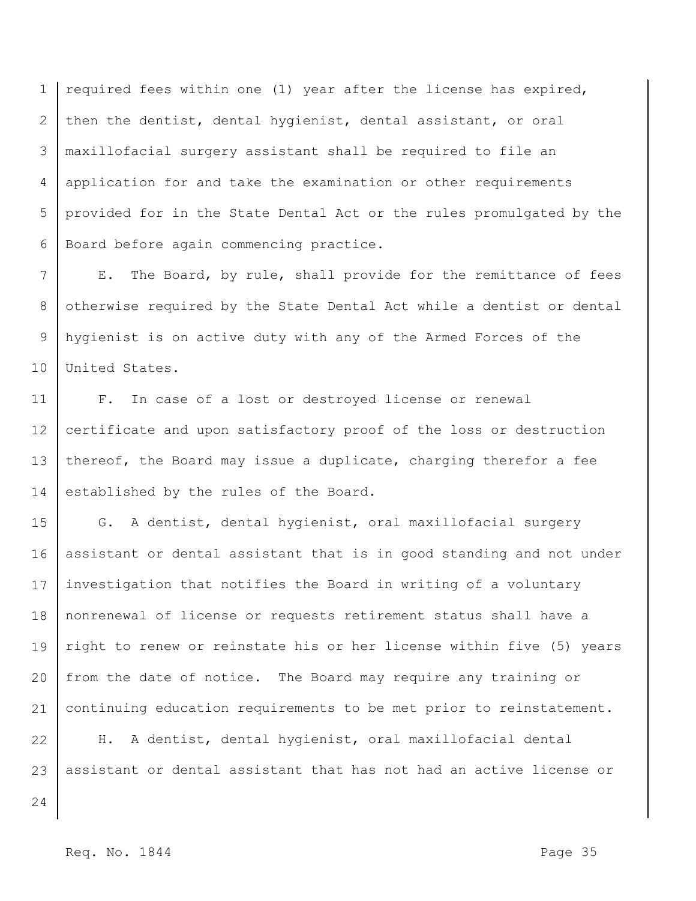required fees within one (1) year after the license has expired, then the dentist, dental hygienist, dental assistant, or oral maxillofacial surgery assistant shall be required to file an application for and take the examination or other requirements provided for in the State Dental Act or the rules promulgated by the Board before again commencing practice.

E. The Board, by rule, shall provide for the remittance of fees otherwise required by the State Dental Act while a dentist or dental hygienist is on active duty with any of the Armed Forces of the United States.

F. In case of a lost or destroyed license or renewal certificate and upon satisfactory proof of the loss or destruction thereof, the Board may issue a duplicate, charging therefor a fee established by the rules of the Board.

G. A dentist, dental hygienist, oral maxillofacial surgery assistant or dental assistant that is in good standing and not under investigation that notifies the Board in writing of a voluntary nonrenewal of license or requests retirement status shall have a right to renew or reinstate his or her license within five (5) years from the date of notice. The Board may require any training or continuing education requirements to be met prior to reinstatement.

H. A dentist, dental hygienist, oral maxillofacial dental assistant or dental assistant that has not had an active license or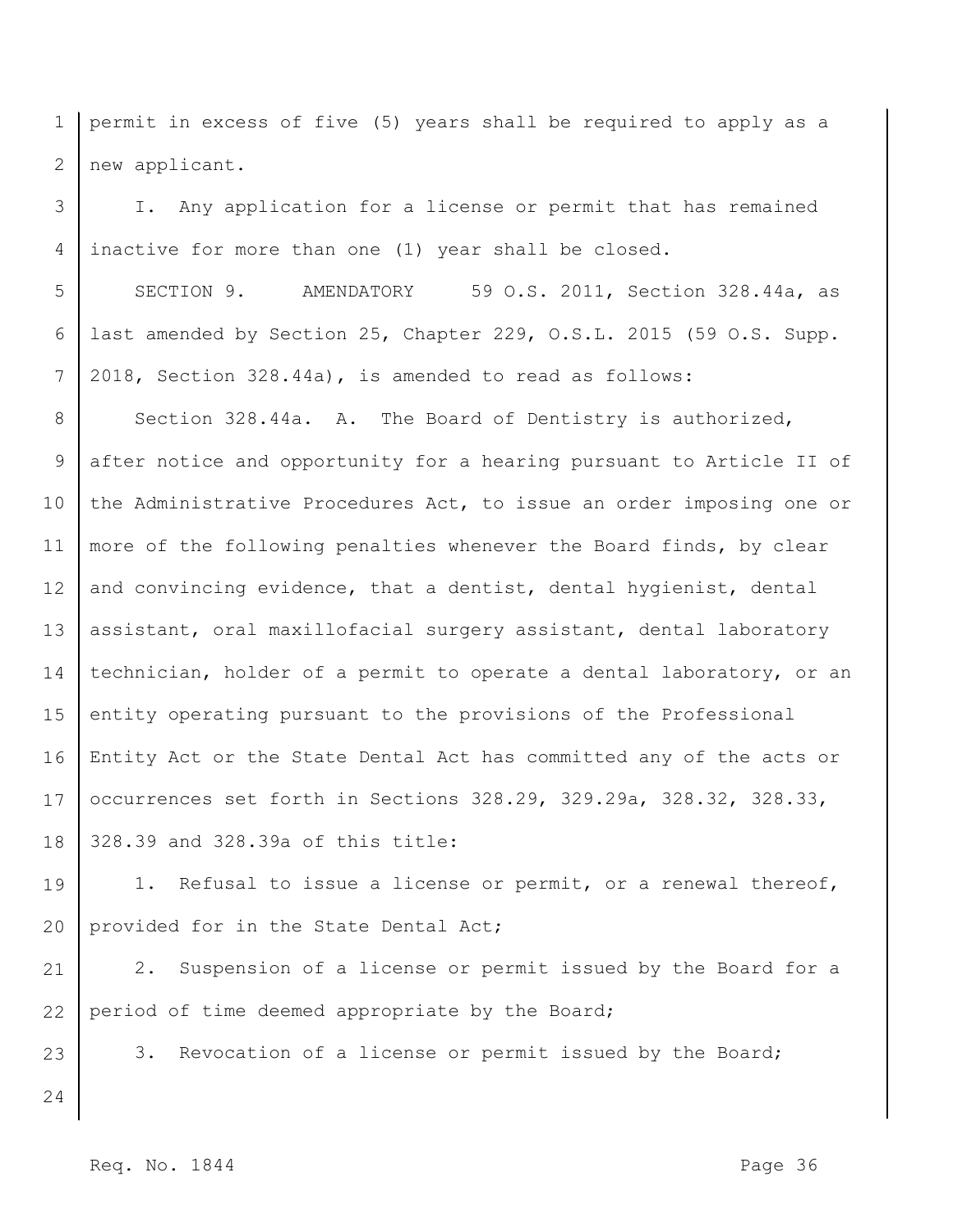permit in excess of five (5) years shall be required to apply as a new applicant.

I. Any application for a license or permit that has remained inactive for more than one (1) year shall be closed.

SECTION 9. AMENDATORY 59 O.S. 2011, Section 328.44a, as last amended by Section 25, Chapter 229, O.S.L. 2015 (59 O.S. Supp. 2018, Section 328.44a), is amended to read as follows:

Section 328.44a. A. The Board of Dentistry is authorized, after notice and opportunity for a hearing pursuant to Article II of the Administrative Procedures Act, to issue an order imposing one or more of the following penalties whenever the Board finds, by clear and convincing evidence, that a dentist, dental hygienist, dental assistant, oral maxillofacial surgery assistant, dental laboratory technician, holder of a permit to operate a dental laboratory, or an entity operating pursuant to the provisions of the Professional Entity Act or the State Dental Act has committed any of the acts or occurrences set forth in Sections 328.29, 329.29a, 328.32, 328.33, 328.39 and 328.39a of this title:

1. Refusal to issue a license or permit, or a renewal thereof, provided for in the State Dental Act;

2. Suspension of a license or permit issued by the Board for a period of time deemed appropriate by the Board;

3. Revocation of a license or permit issued by the Board;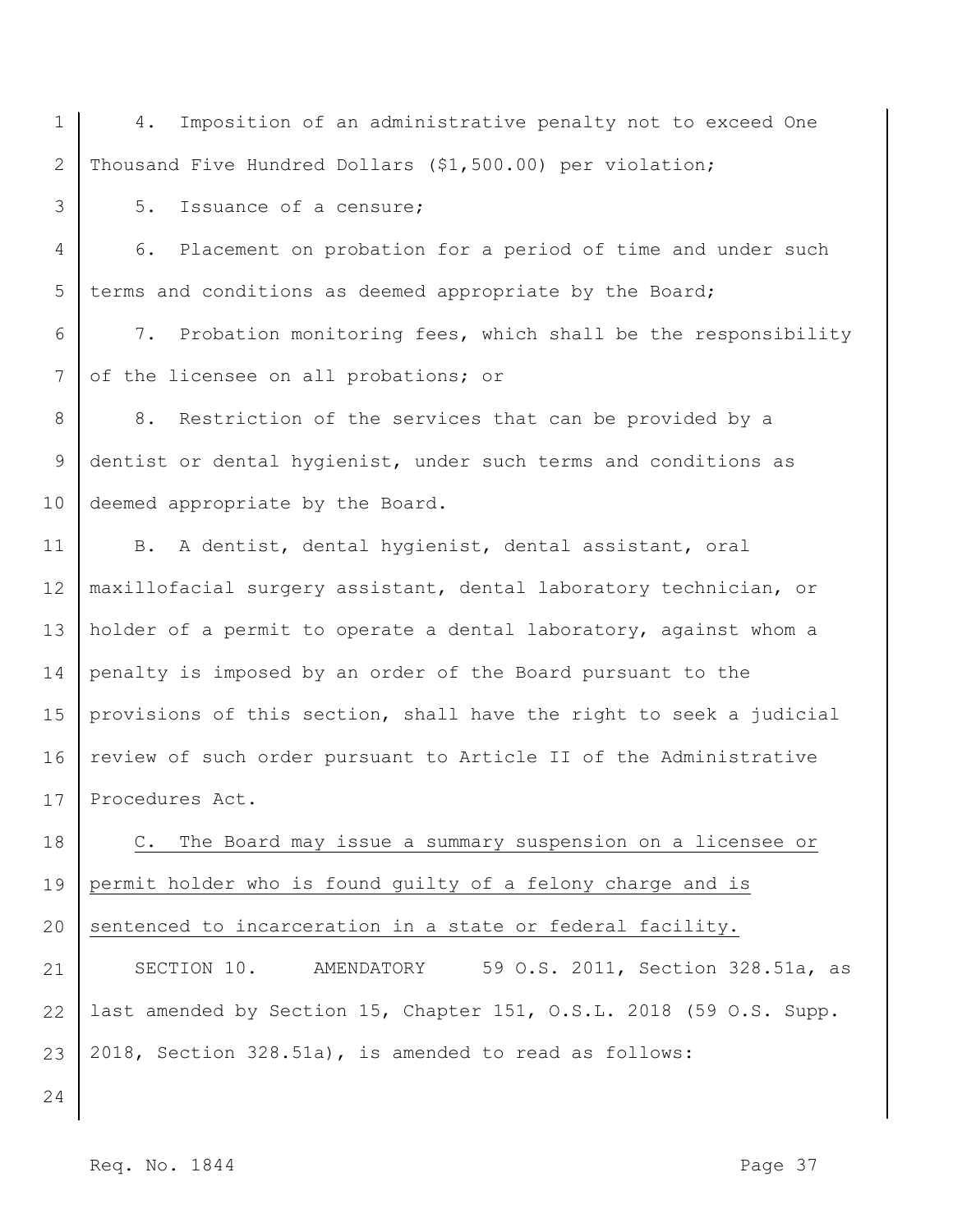4. Imposition of an administrative penalty not to exceed One Thousand Five Hundred Dollars ($1,500.00) per violation;

5. Issuance of a censure;

6. Placement on probation for a period of time and under such terms and conditions as deemed appropriate by the Board;

7. Probation monitoring fees, which shall be the responsibility of the licensee on all probations; or

8. Restriction of the services that can be provided by a dentist or dental hygienist, under such terms and conditions as deemed appropriate by the Board.

B. A dentist, dental hygienist, dental assistant, oral maxillofacial surgery assistant, dental laboratory technician, or holder of a permit to operate a dental laboratory, against whom a penalty is imposed by an order of the Board pursuant to the provisions of this section, shall have the right to seek a judicial review of such order pursuant to Article II of the Administrative Procedures Act.

<u>C. The Board may issue a summary suspension on a licensee or permit holder who is found guilty of a felony charge and is sentenced to incarceration in a state or federal facility.</u>

SECTION 10. AMENDATORY 59 O.S. 2011, Section 328.51a, as last amended by Section 15, Chapter 151, O.S.L. 2018 (59 O.S. Supp. 2018, Section 328.51a), is amended to read as follows: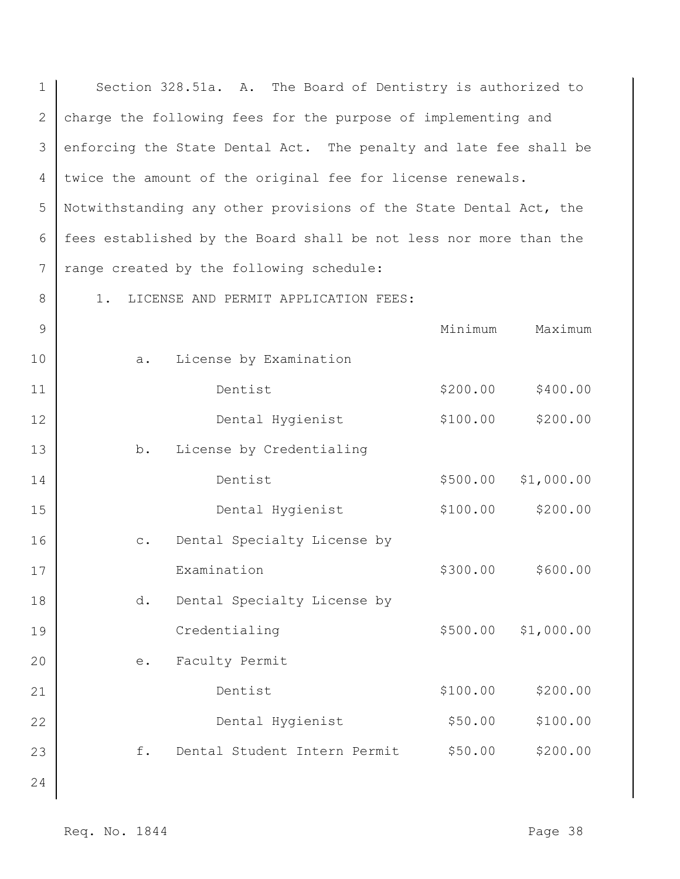Section 328.51a. A. The Board of Dentistry is authorized to charge the following fees for the purpose of implementing and enforcing the State Dental Act. The penalty and late fee shall be twice the amount of the original fee for license renewals. Notwithstanding any other provisions of the State Dental Act, the fees established by the Board shall be not less nor more than the range created by the following schedule:

1. LICENSE AND PERMIT APPLICATION FEES:

| | Minimum | Maximum |
|---|---|---|
| a. License by Examination | | |
| Dentist | $200.00 | $400.00 |
| Dental Hygienist | $100.00 | $200.00 |
| b. License by Credentialing | | |
| Dentist | $500.00 | $1,000.00 |
| Dental Hygienist | $100.00 | $200.00 |
| c. Dental Specialty License by Examination | $300.00 | $600.00 |
| d. Dental Specialty License by Credentialing | $500.00 | $1,000.00 |
| e. Faculty Permit | | |
| Dentist | $100.00 | $200.00 |
| Dental Hygienist | $50.00 | $100.00 |
| f. Dental Student Intern Permit | $50.00 | $200.00 |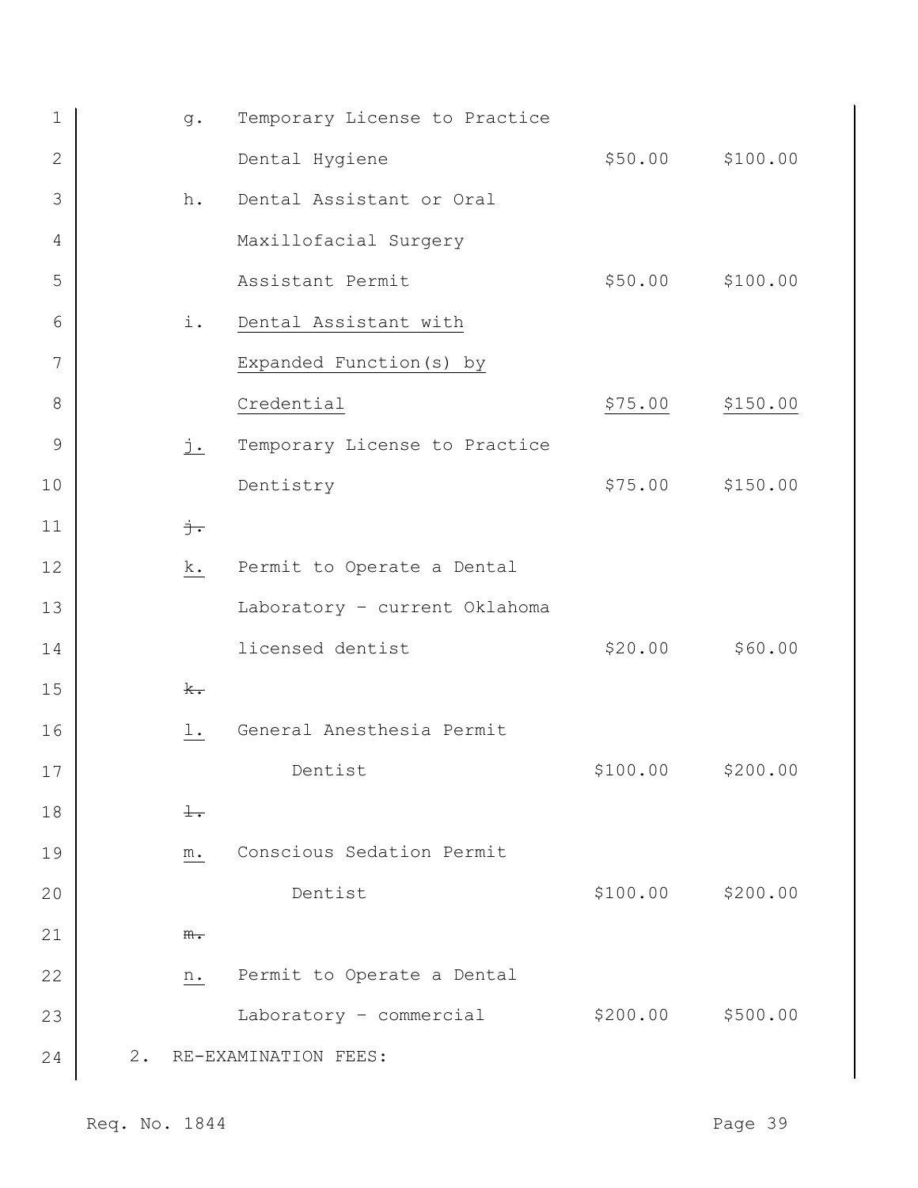g. Temporary License to Practice Dental Hygiene $50.00 $100.00

h. Dental Assistant or Oral Maxillofacial Surgery Assistant Permit $50.00 $100.00

i. Dental Assistant with Expanded Function(s) by Credential $75.00 $150.00

j. Temporary License to Practice Dentistry $75.00 $150.00

~~j.~~

k. Permit to Operate a Dental Laboratory - current Oklahoma licensed dentist $20.00 $60.00

~~k.~~

l. General Anesthesia Permit Dentist $100.00 $200.00

~~l.~~

m. Conscious Sedation Permit Dentist $100.00 $200.00

~~m.~~

n. Permit to Operate a Dental Laboratory - commercial $200.00 $500.00

2. RE-EXAMINATION FEES: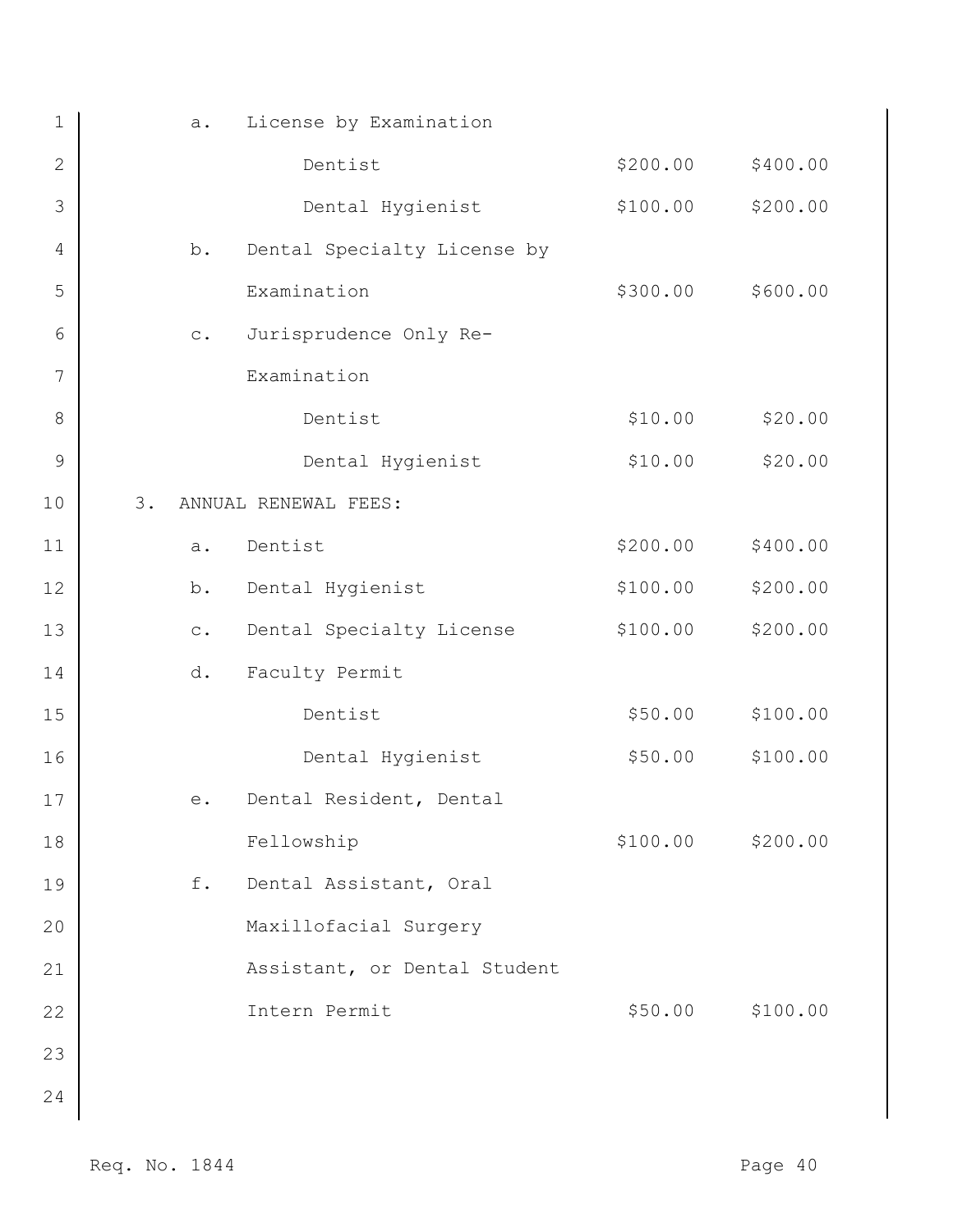| | | |
|---|---|---|
| a. License by Examination | | |
| Dentist | $200.00 | $400.00 |
| Dental Hygienist | $100.00 | $200.00 |
| b. Dental Specialty License by Examination | $300.00 | $600.00 |
| c. Jurisprudence Only Re-Examination | | |
| Dentist | $10.00 | $20.00 |
| Dental Hygienist | $10.00 | $20.00 |
| 3. ANNUAL RENEWAL FEES: | | |
| a. Dentist | $200.00 | $400.00 |
| b. Dental Hygienist | $100.00 | $200.00 |
| c. Dental Specialty License | $100.00 | $200.00 |
| d. Faculty Permit | | |
| Dentist | $50.00 | $100.00 |
| Dental Hygienist | $50.00 | $100.00 |
| e. Dental Resident, Dental Fellowship | $100.00 | $200.00 |
| f. Dental Assistant, Oral Maxillofacial Surgery Assistant, or Dental Student Intern Permit | $50.00 | $100.00 |

Req. No. 1844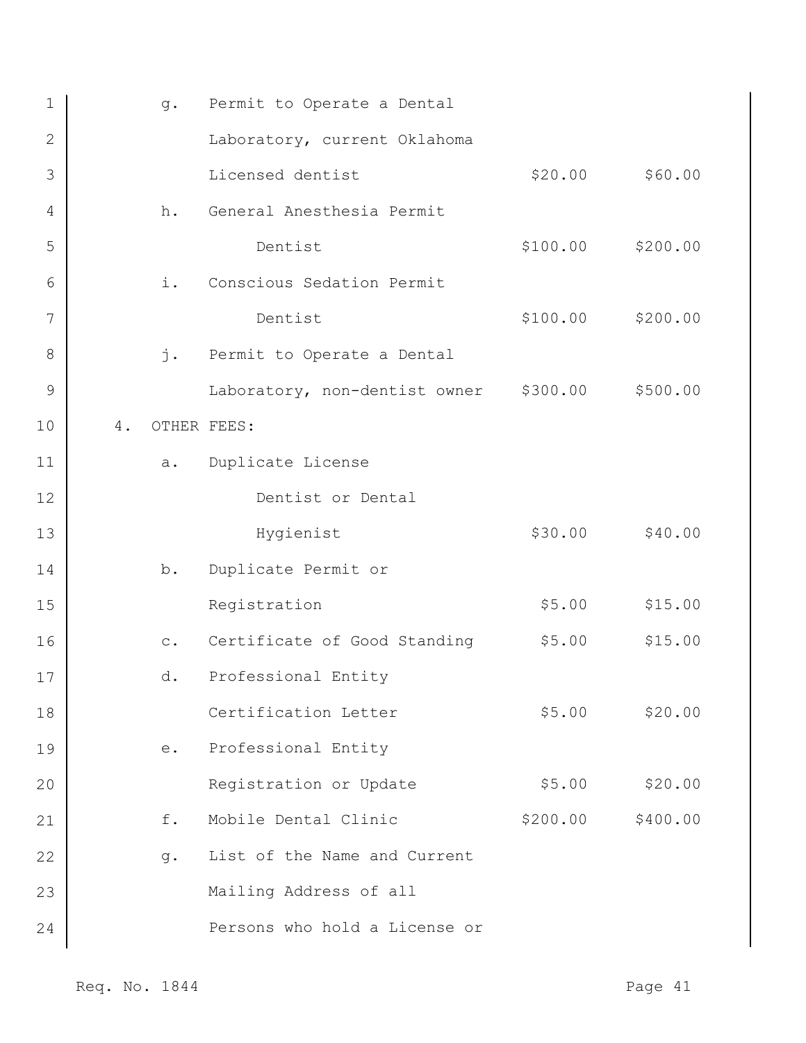| | | | |
|---|---|---|---|
| g. | Permit to Operate a Dental Laboratory, current Oklahoma Licensed dentist | $20.00 | $60.00 |
| h. | General Anesthesia Permit Dentist | $100.00 | $200.00 |
| i. | Conscious Sedation Permit Dentist | $100.00 | $200.00 |
| j. | Permit to Operate a Dental Laboratory, non-dentist owner | $300.00 | $500.00 |

4. OTHER FEES:

| | | | |
|---|---|---|---|
| a. | Duplicate License Dentist or Dental Hygienist | $30.00 | $40.00 |
| b. | Duplicate Permit or Registration | $5.00 | $15.00 |
| c. | Certificate of Good Standing | $5.00 | $15.00 |
| d. | Professional Entity Certification Letter | $5.00 | $20.00 |
| e. | Professional Entity Registration or Update | $5.00 | $20.00 |
| f. | Mobile Dental Clinic | $200.00 | $400.00 |
| g. | List of the Name and Current Mailing Address of all Persons who hold a License or | | |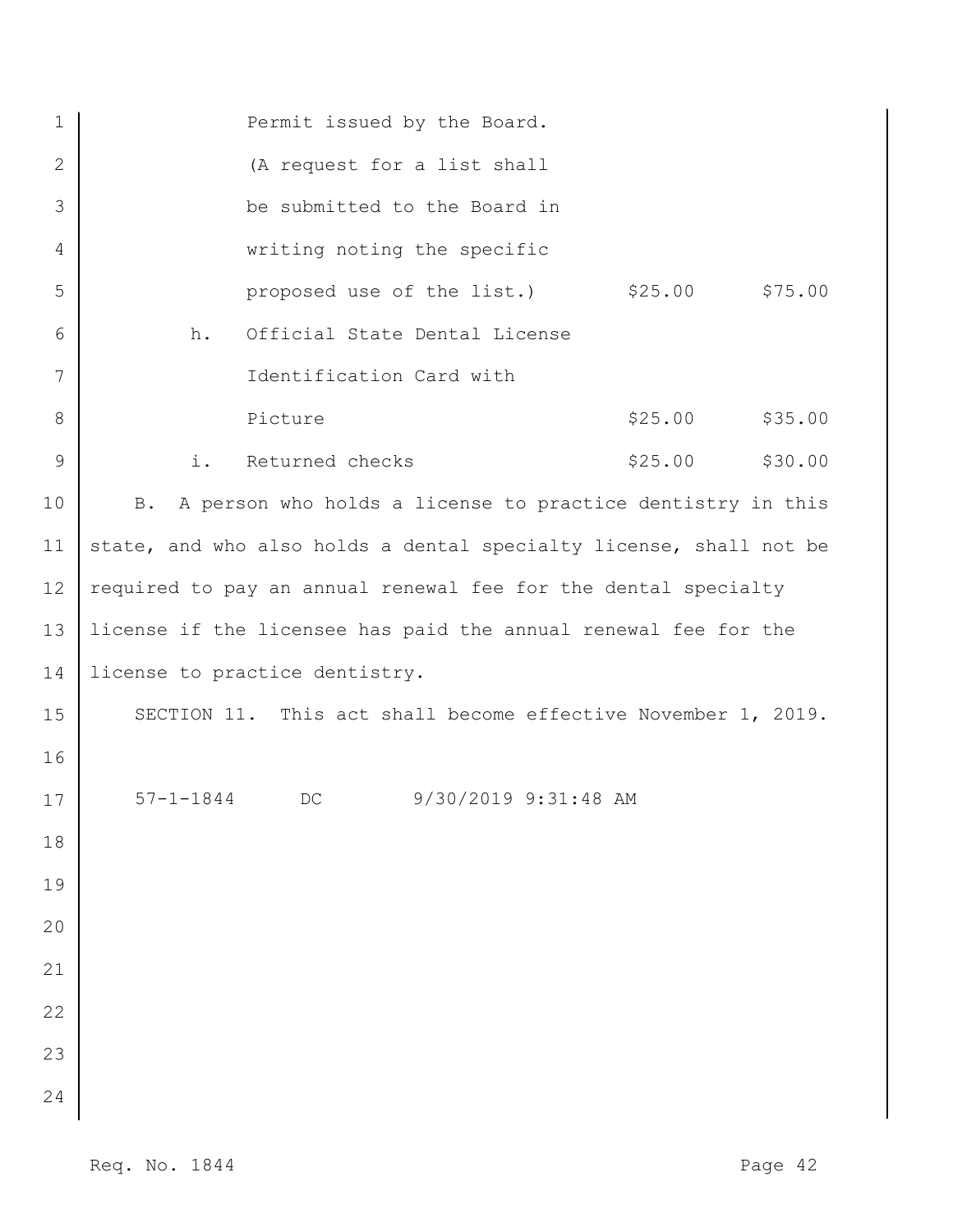| | | |
|---|---|---|
| Permit issued by the Board. (A request for a list shall be submitted to the Board in writing noting the specific proposed use of the list.) | $25.00 | $75.00 |
| h. Official State Dental License Identification Card with Picture | $25.00 | $35.00 |
| i. Returned checks | $25.00 | $30.00 |

B. A person who holds a license to practice dentistry in this state, and who also holds a dental specialty license, shall not be required to pay an annual renewal fee for the dental specialty license if the licensee has paid the annual renewal fee for the license to practice dentistry.

SECTION 11. This act shall become effective November 1, 2019.

57-1-1844 DC 9/30/2019 9:31:48 AM